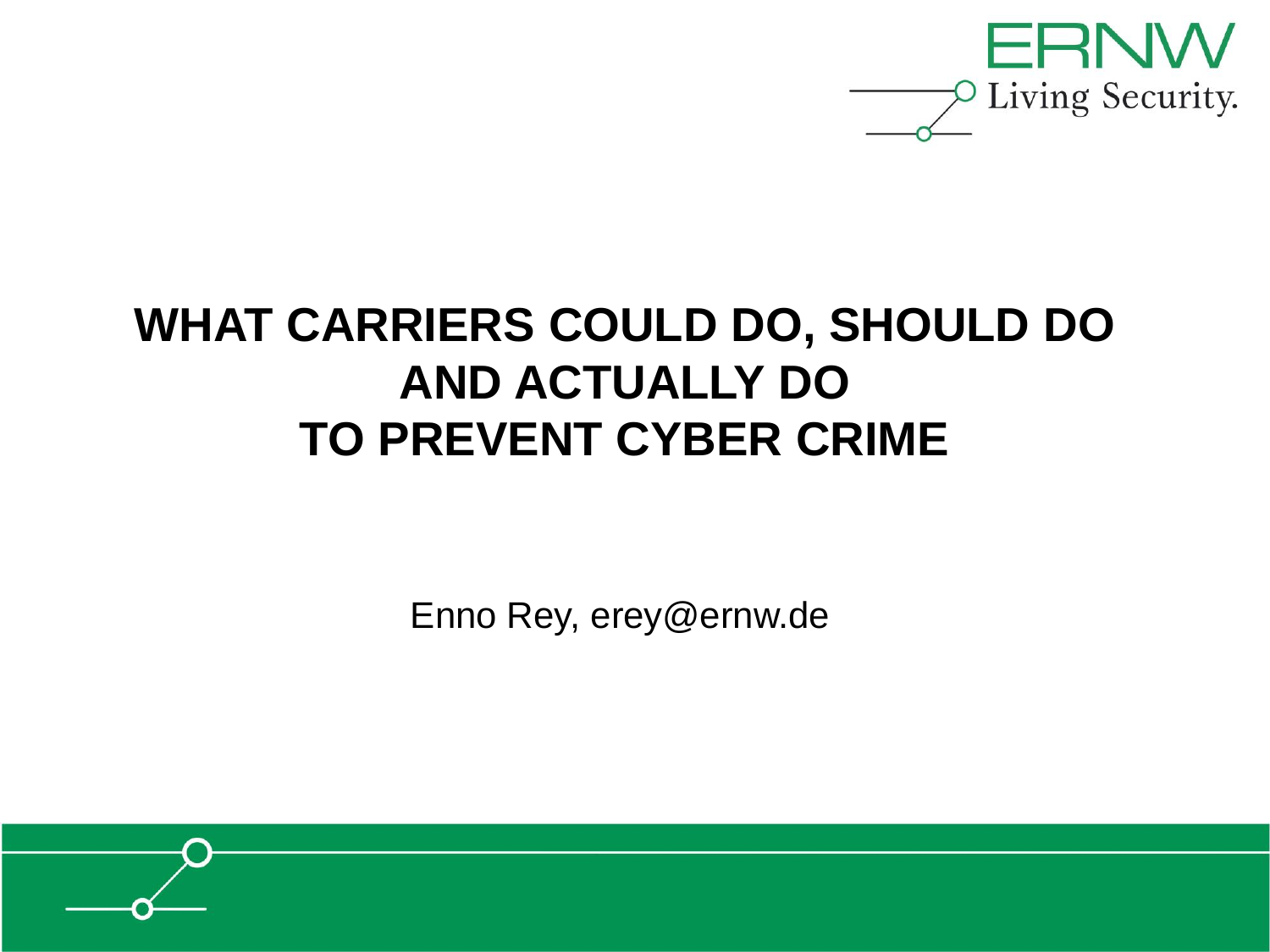# WHAT CARRIERS COULD DO, SHOULD DO AND ACTUALLY DO TO PREVENT CYBER CRIME

Enno Rey, erey@ernw.de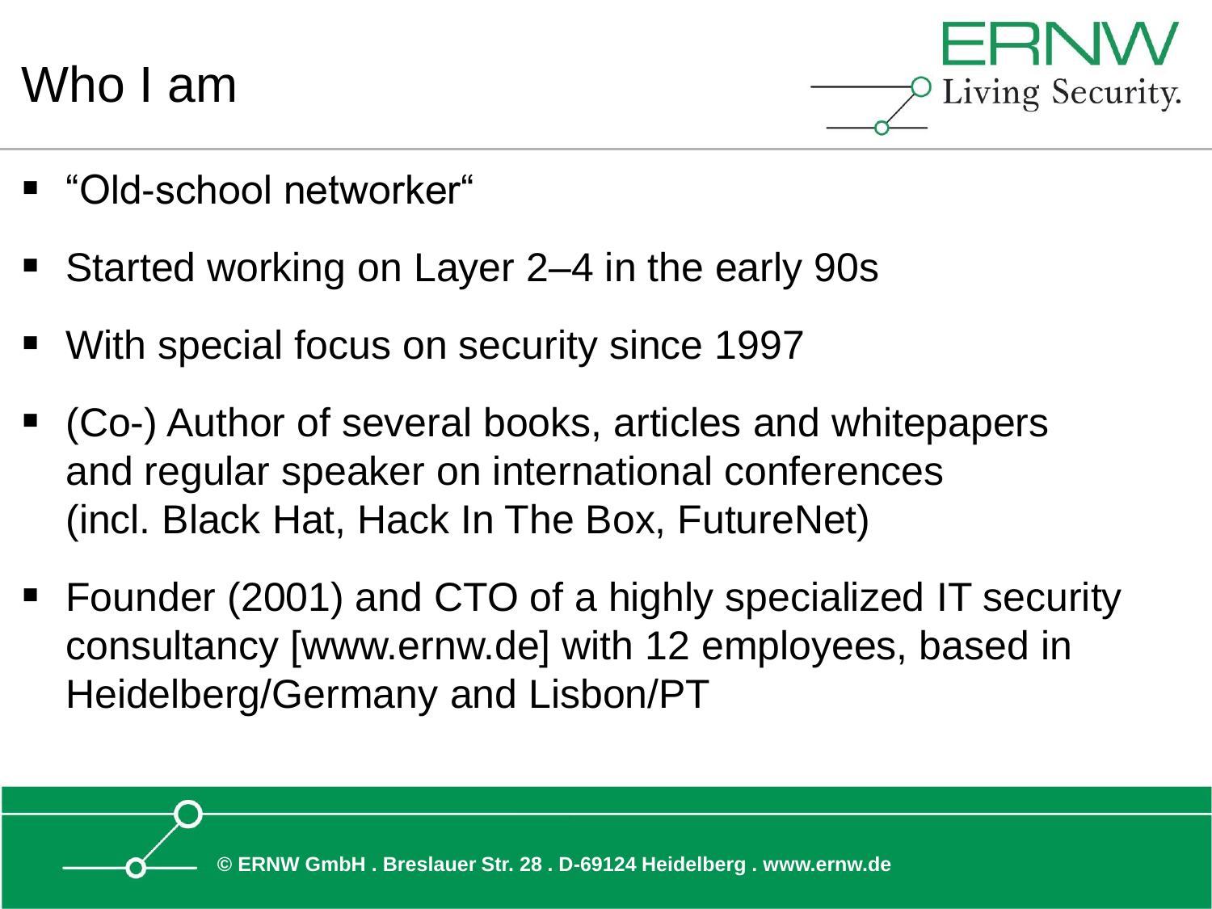# Who I am

- "Old-school networker"
- Started working on Layer 2–4 in the early 90s
- With special focus on security since 1997
- (Co-) Author of several books, articles and whitepapers and regular speaker on international conferences (incl. Black Hat, Hack In The Box, FutureNet)
- Founder (2001) and CTO of a highly specialized IT security consultancy [www.ernw.de] with 12 employees, based in Heidelberg/Germany and Lisbon/PT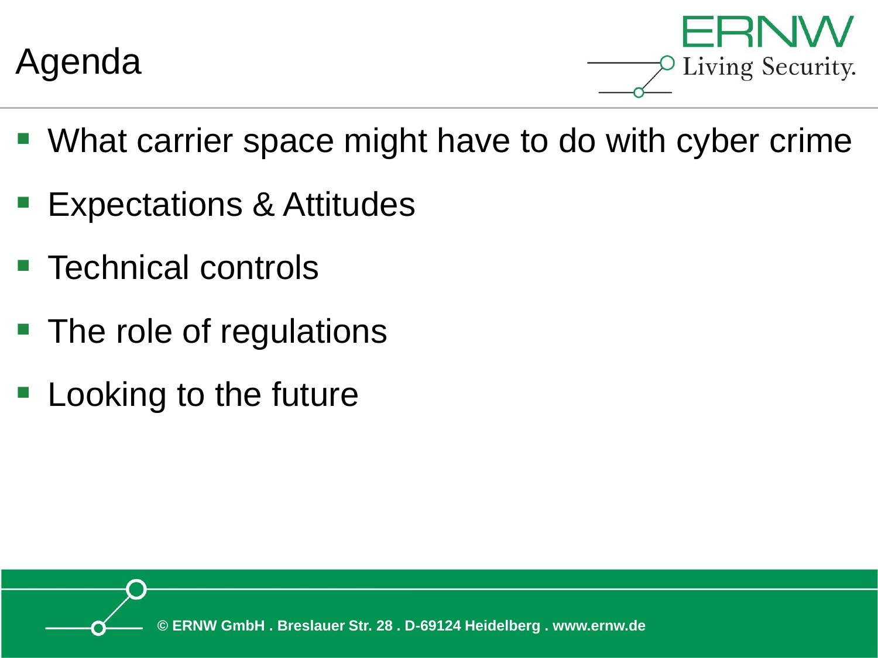# Agenda

- What carrier space might have to do with cyber crime
- Expectations & Attitudes
- Technical controls
- The role of regulations
- Looking to the future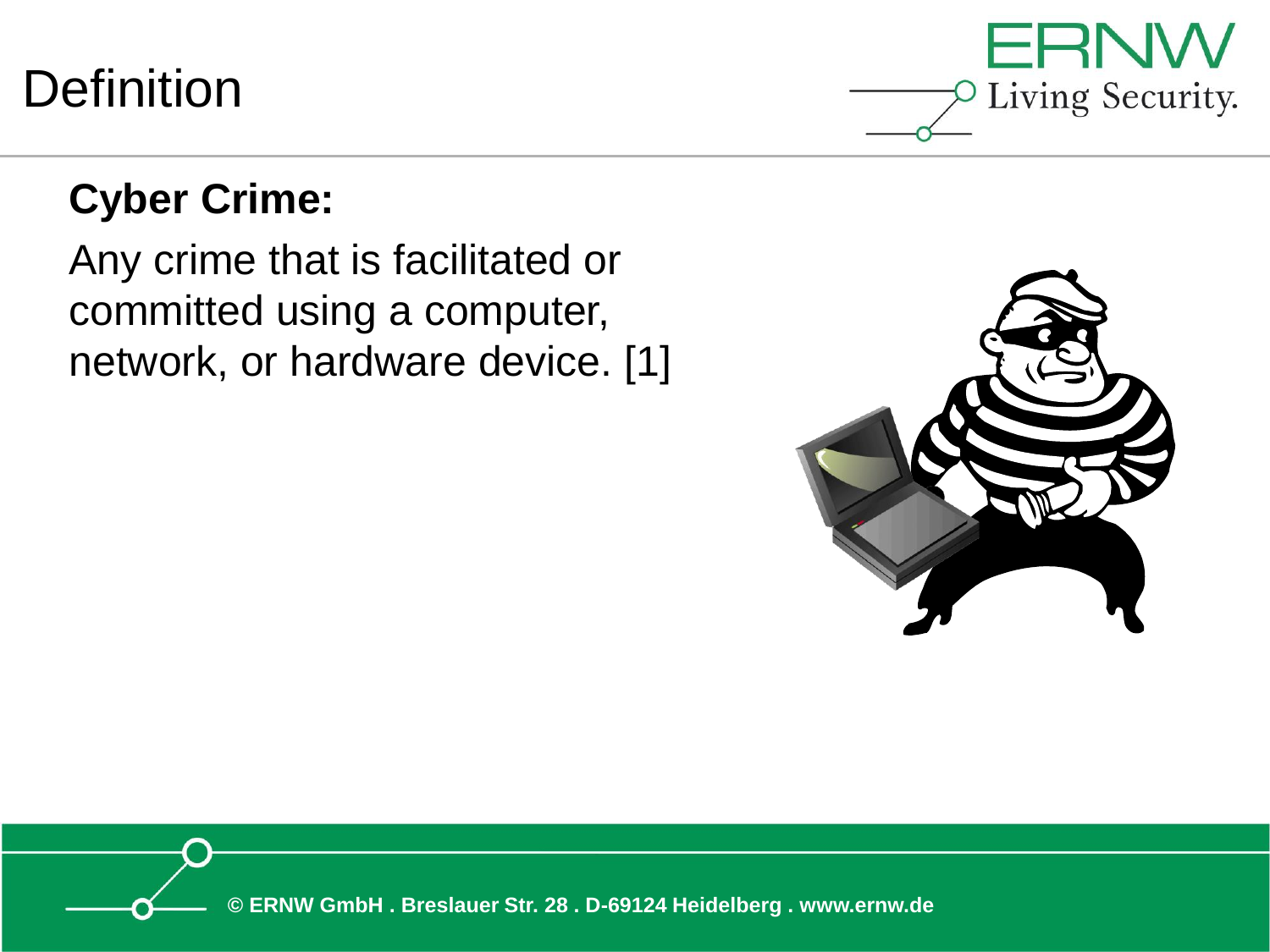# Definition

**Cyber Crime:**

Any crime that is facilitated or committed using a computer, network, or hardware device. [1]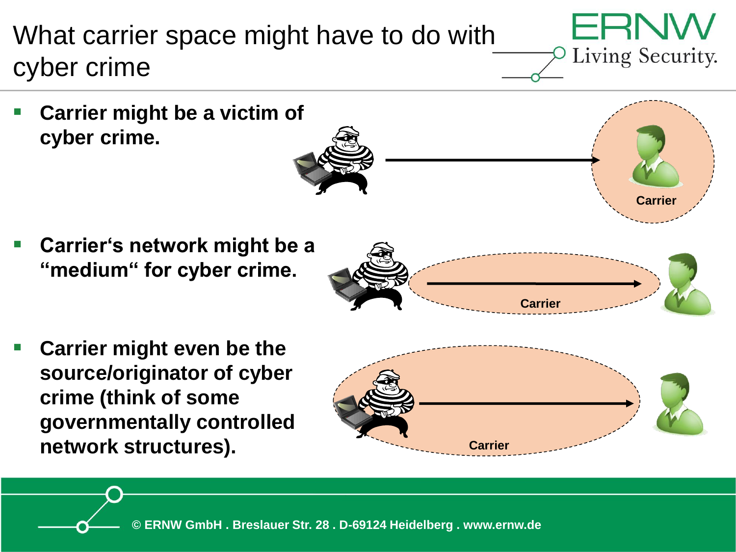# What carrier space might have to do with cyber crime

- **Carrier might be a victim of cyber crime.**

Carrier

- **Carrier‘s network might be a “medium“ for cyber crime.**

Carrier

- **Carrier might even be the source/originator of cyber crime (think of some governmentally controlled network structures).**

Carrier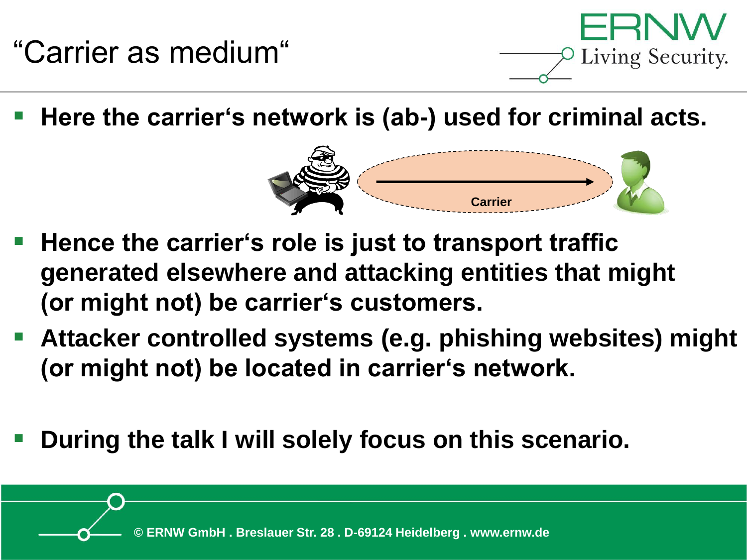# "Carrier as medium"

- **Here the carrier's network is (ab-) used for criminal acts.**

Carrier

- **Hence the carrier's role is just to transport traffic generated elsewhere and attacking entities that might (or might not) be carrier's customers.**
- **Attacker controlled systems (e.g. phishing websites) might (or might not) be located in carrier's network.**

- **During the talk I will solely focus on this scenario.**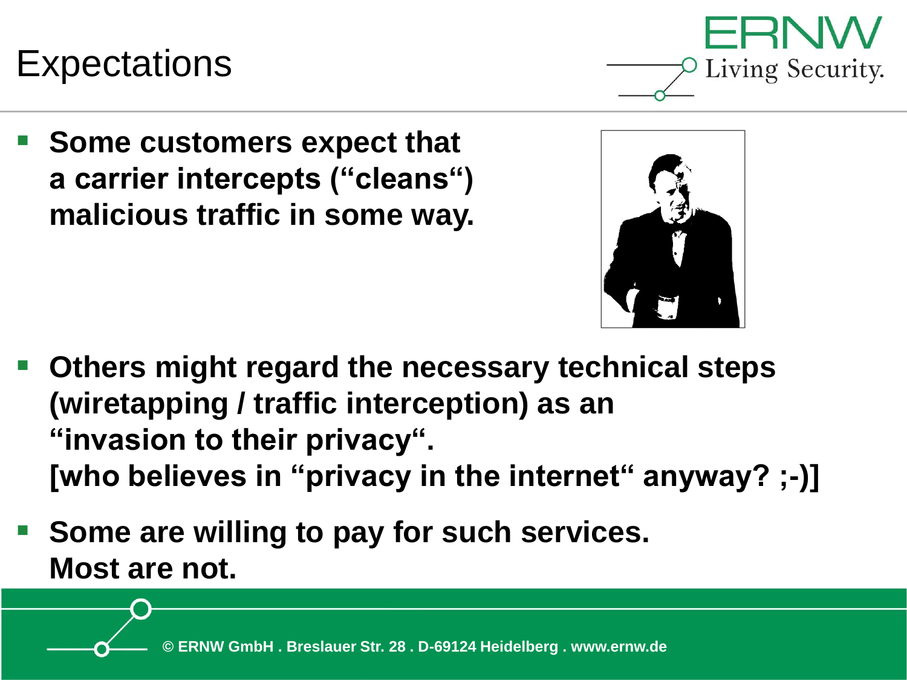# Expectations

- **Some customers expect that a carrier intercepts (“cleans“) malicious traffic in some way.**
- **Others might regard the necessary technical steps (wiretapping / traffic interception) as an “invasion to their privacy“.
  [who believes in “privacy in the internet“ anyway? ;-)]**
- **Some are willing to pay for such services.
  Most are not.**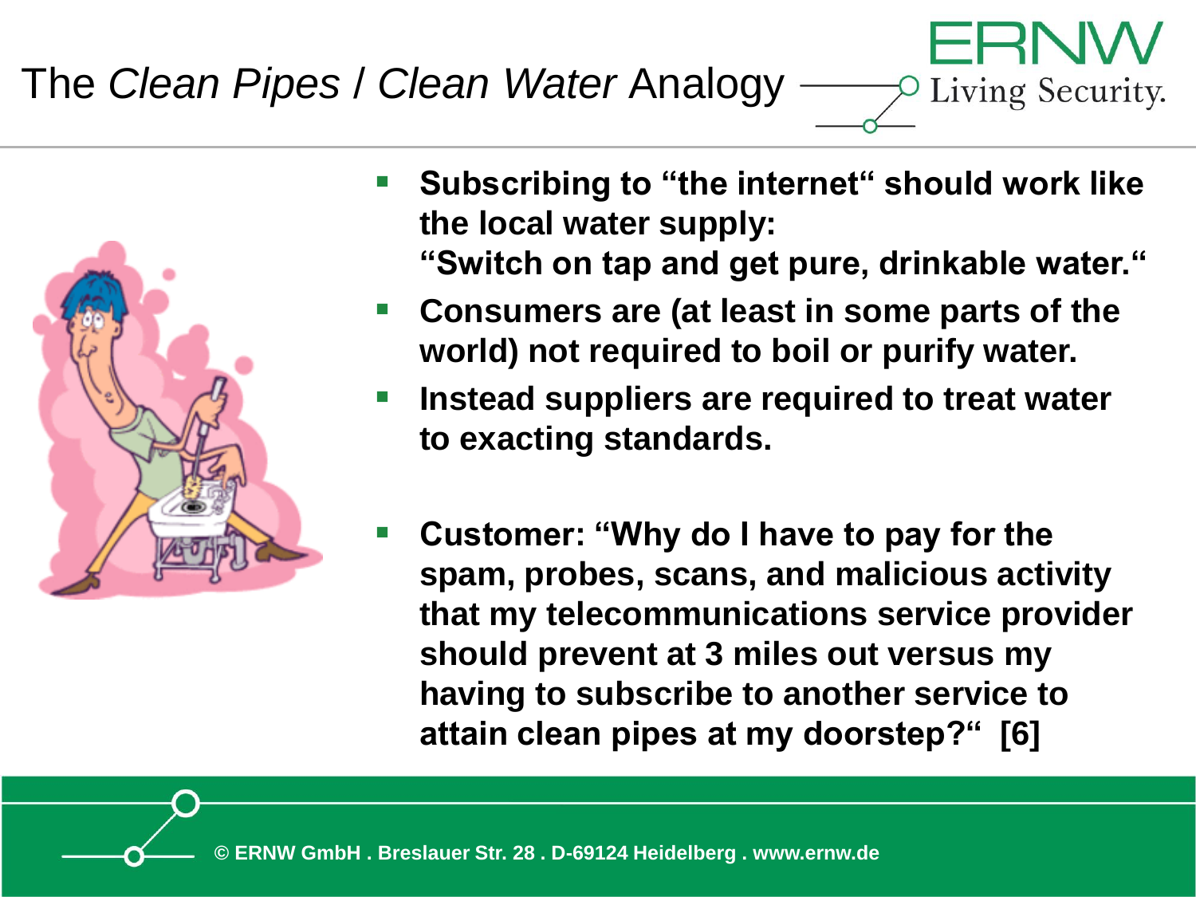# The *Clean Pipes / Clean Water* Analogy

- **Subscribing to “the internet“ should work like the local water supply: “Switch on tap and get pure, drinkable water.“**
- **Consumers are (at least in some parts of the world) not required to boil or purify water.**
- **Instead suppliers are required to treat water to exacting standards.**
- **Customer: “Why do I have to pay for the spam, probes, scans, and malicious activity that my telecommunications service provider should prevent at 3 miles out versus my having to subscribe to another service to attain clean pipes at my doorstep?“ [6]**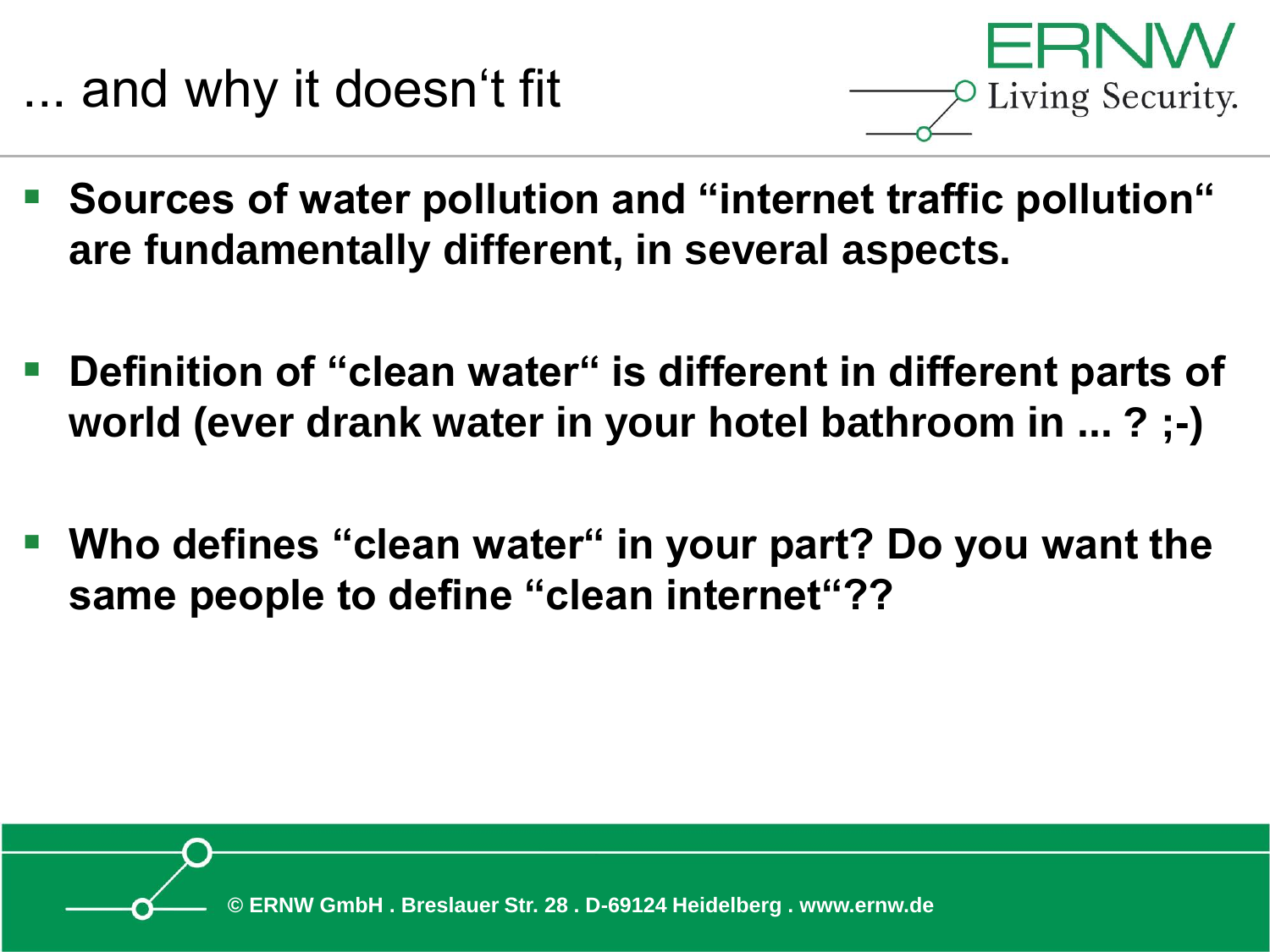# ... and why it doesn‘t fit

- **Sources of water pollution and “internet traffic pollution“ are fundamentally different, in several aspects.**
- **Definition of “clean water“ is different in different parts of world (ever drank water in your hotel bathroom in ... ? ;-)**
- **Who defines “clean water“ in your part? Do you want the same people to define “clean internet“??**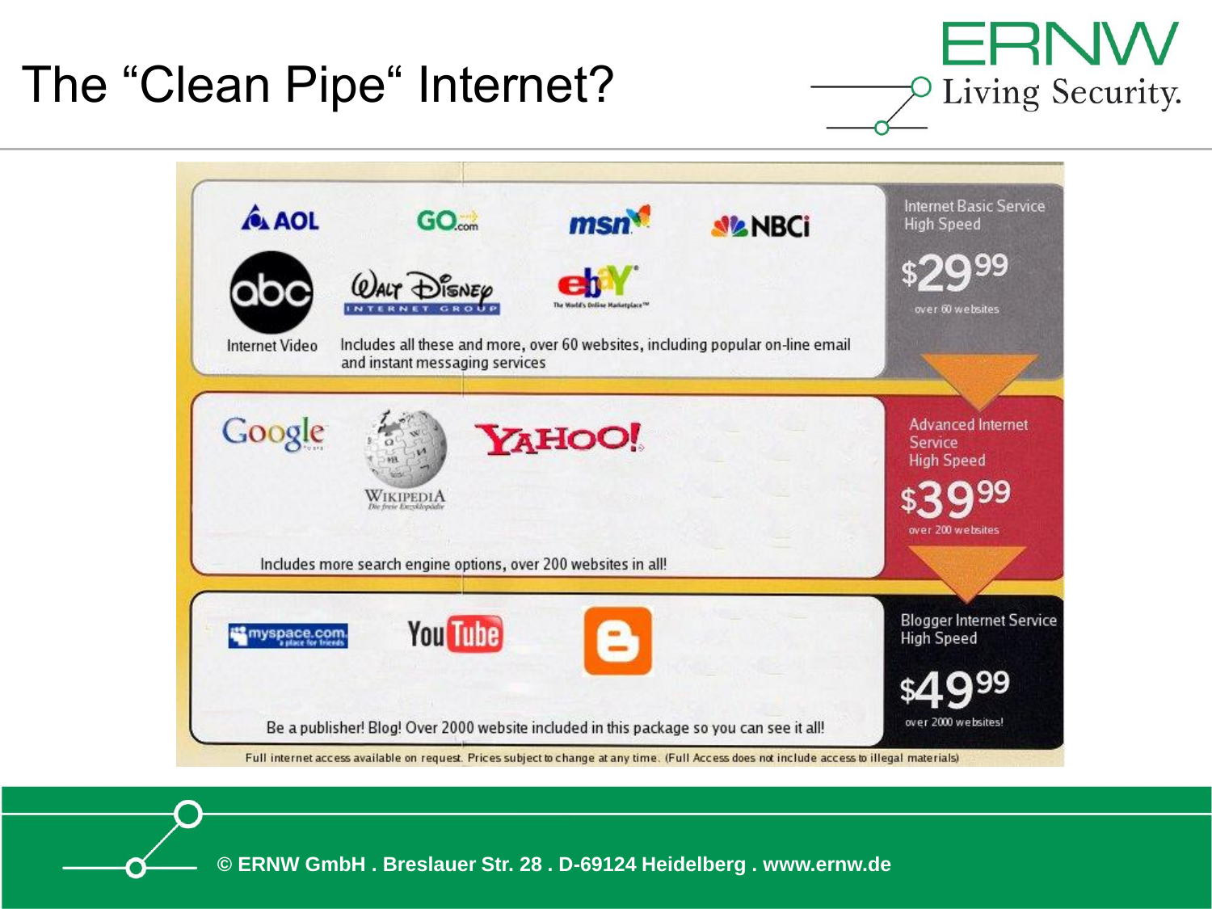# The “Clean Pipe“ Internet?

AOL | GO.com | msn | NBCi

abc Internet Video | Walt Disney Internet Group | ebay The World's Online Marketplace

Includes all these and more, over 60 websites, including popular on-line email and instant messaging services

**Internet Basic Service High Speed**

**$29.99**

over 60 websites

Google | Wikipedia Die freie Enzyklopädie | Yahoo!

Includes more search engine options, over 200 websites in all!

**Advanced Internet Service High Speed**

**$39.99**

over 200 websites

myspace.com a place for friends | YouTube | Blogger

Be a publisher! Blog! Over 2000 website included in this package so you can see it all!

**Blogger Internet Service High Speed**

**$49.99**

over 2000 websites!

Full internet access available on request. Prices subject to change at any time. (Full Access does not include access to illegal materials)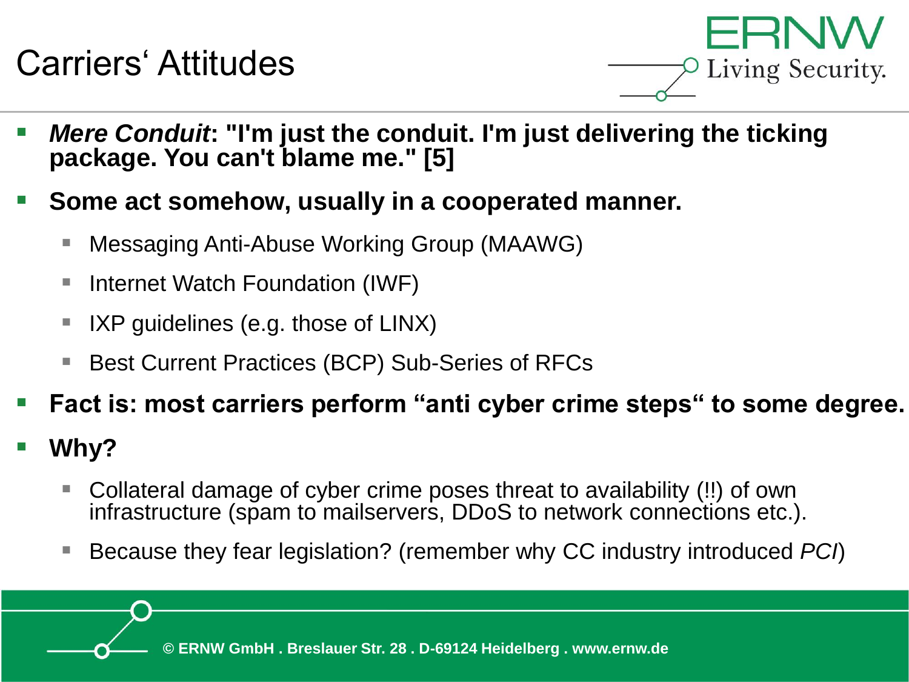# Carriers' Attitudes

- ***Mere Conduit*: "I'm just the conduit. I'm just delivering the ticking package. You can't blame me." [5]**
- **Some act somehow, usually in a cooperated manner.**
  - Messaging Anti-Abuse Working Group (MAAWG)
  - Internet Watch Foundation (IWF)
  - IXP guidelines (e.g. those of LINX)
  - Best Current Practices (BCP) Sub-Series of RFCs
- **Fact is: most carriers perform "anti cyber crime steps" to some degree.**
- **Why?**
  - Collateral damage of cyber crime poses threat to availability (!!) of own infrastructure (spam to mailservers, DDoS to network connections etc.).
  - Because they fear legislation? (remember why CC industry introduced *PCI*)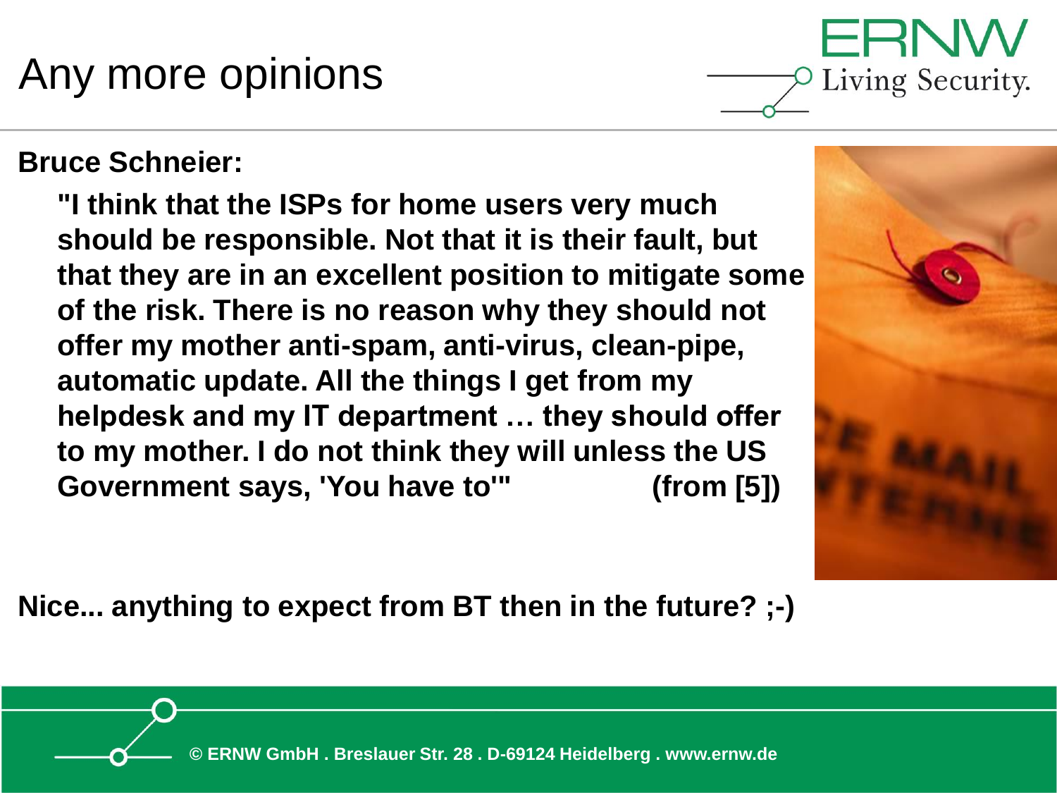# Any more opinions

**Bruce Schneier:**

> **"I think that the ISPs for home users very much should be responsible. Not that it is their fault, but that they are in an excellent position to mitigate some of the risk. There is no reason why they should not offer my mother anti-spam, anti-virus, clean-pipe, automatic update. All the things I get from my helpdesk and my IT department … they should offer to my mother. I do not think they will unless the US Government says, 'You have to'" (from [5])**

**Nice... anything to expect from BT then in the future? ;-)**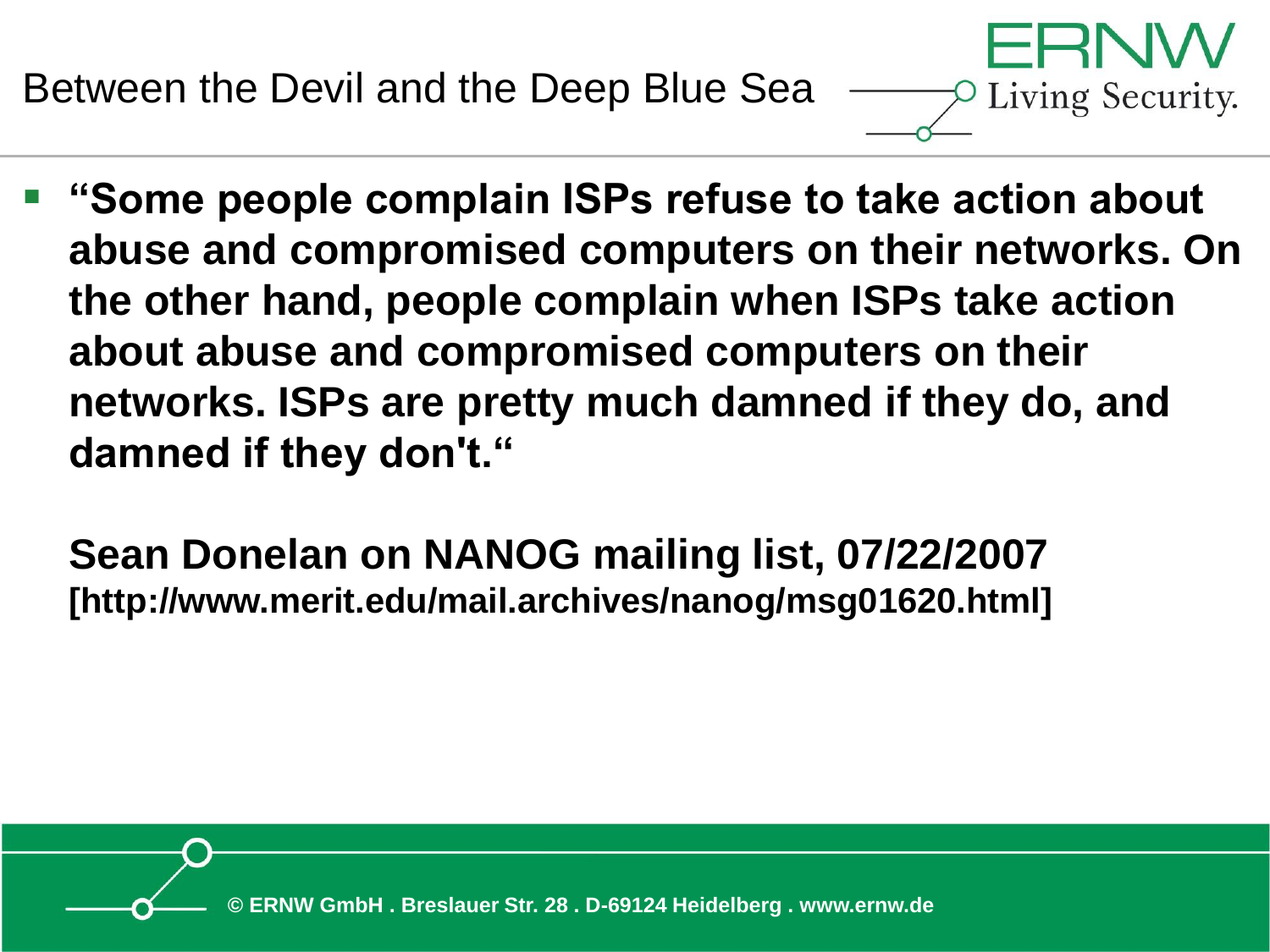# Between the Devil and the Deep Blue Sea

- **"Some people complain ISPs refuse to take action about abuse and compromised computers on their networks. On the other hand, people complain when ISPs take action about abuse and compromised computers on their networks. ISPs are pretty much damned if they do, and damned if they don't."**

  **Sean Donelan on NANOG mailing list, 07/22/2007**
  **[http://www.merit.edu/mail.archives/nanog/msg01620.html]**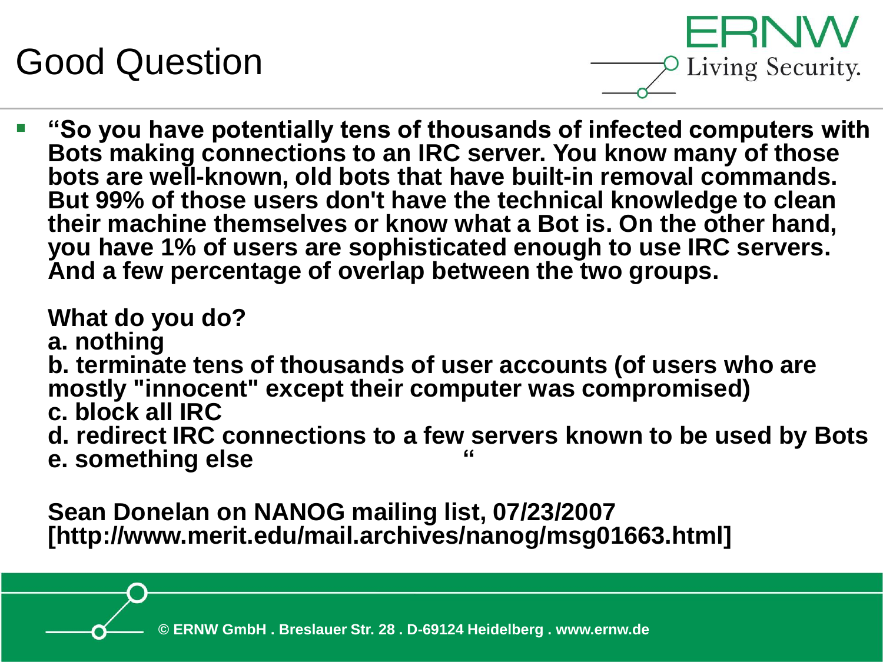# Good Question

- **"So you have potentially tens of thousands of infected computers with Bots making connections to an IRC server. You know many of those bots are well-known, old bots that have built-in removal commands. But 99% of those users don't have the technical knowledge to clean their machine themselves or know what a Bot is. On the other hand, you have 1% of users are sophisticated enough to use IRC servers. And a few percentage of overlap between the two groups.**

  **What do you do?**
  **a. nothing**
  **b. terminate tens of thousands of user accounts (of users who are mostly "innocent" except their computer was compromised)**
  **c. block all IRC**
  **d. redirect IRC connections to a few servers known to be used by Bots**
  **e. something else "**

  **Sean Donelan on NANOG mailing list, 07/23/2007 [http://www.merit.edu/mail.archives/nanog/msg01663.html]**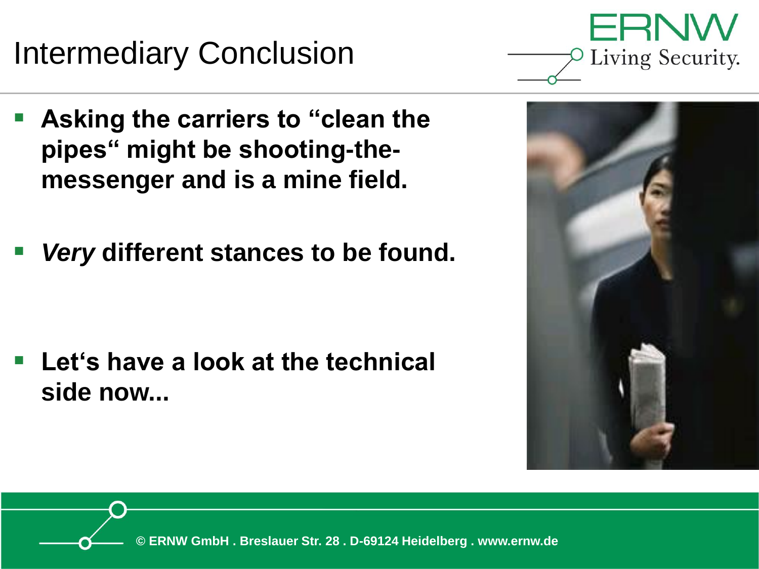# Intermediary Conclusion

- **Asking the carriers to "clean the pipes" might be shooting-the-messenger and is a mine field.**
- ***Very* different stances to be found.**
- **Let's have a look at the technical side now...**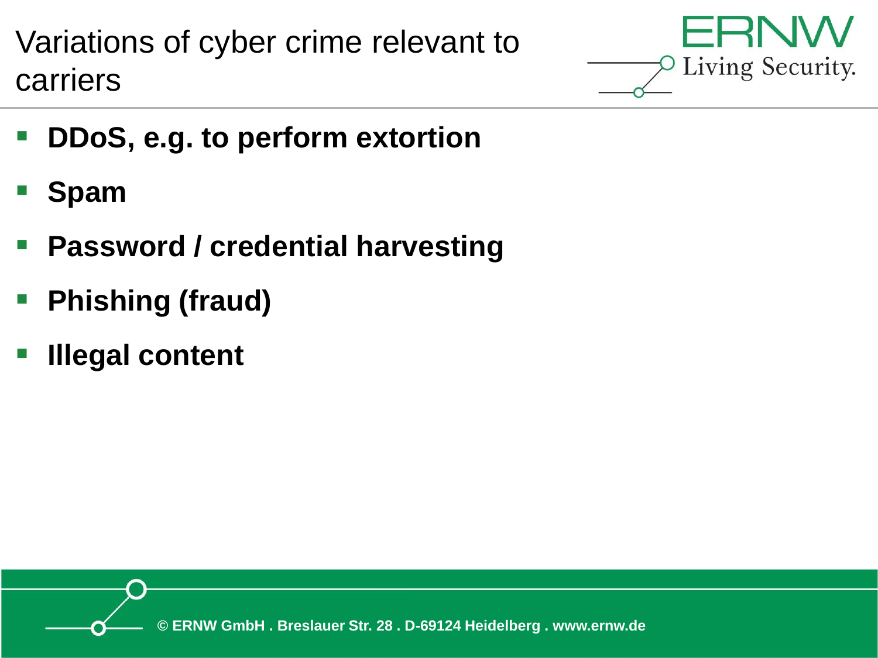# Variations of cyber crime relevant to carriers

- **DDoS, e.g. to perform extortion**
- **Spam**
- **Password / credential harvesting**
- **Phishing (fraud)**
- **Illegal content**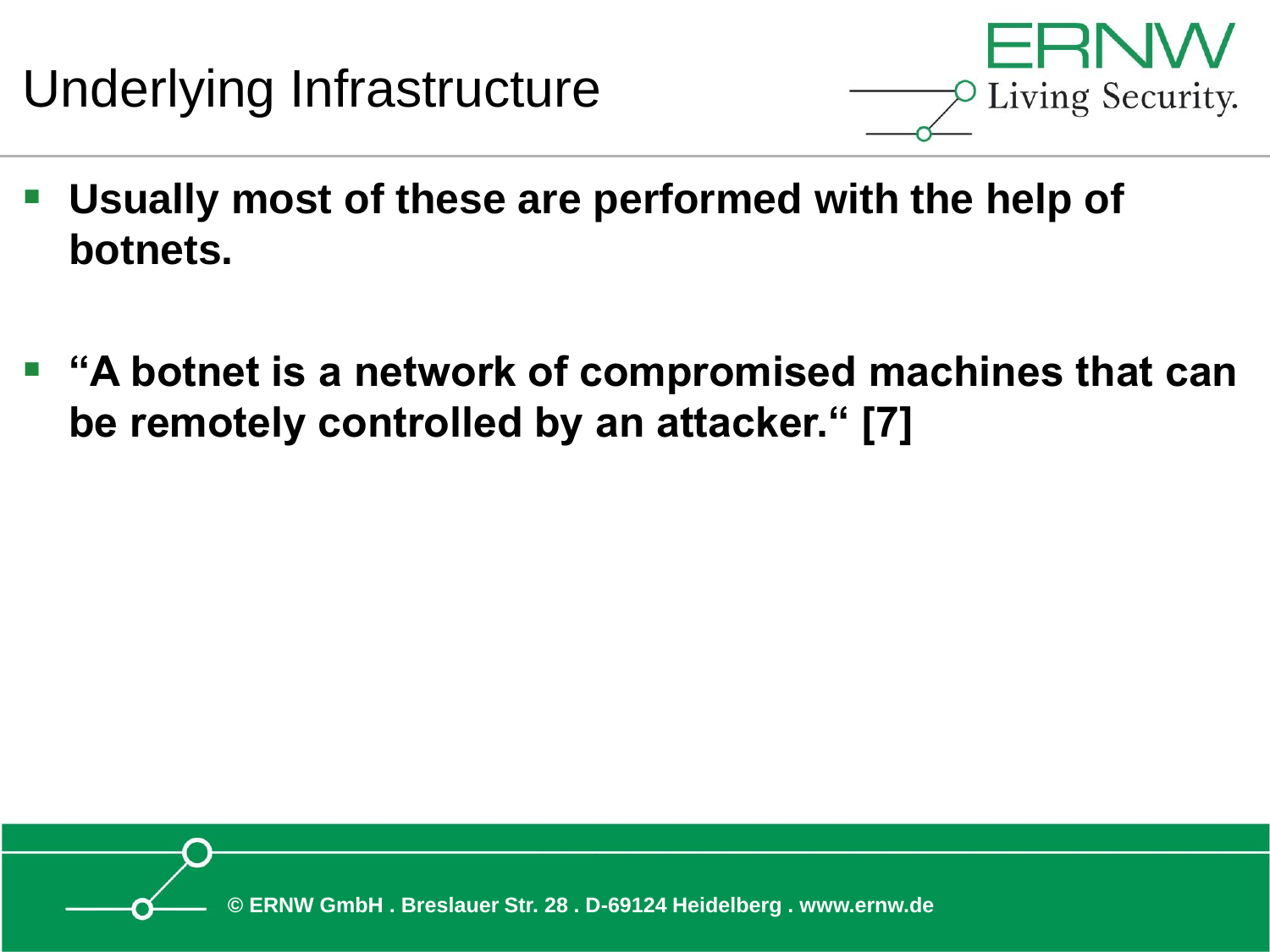# Underlying Infrastructure

- **Usually most of these are performed with the help of botnets.**

- **“A botnet is a network of compromised machines that can be remotely controlled by an attacker.“ [7]**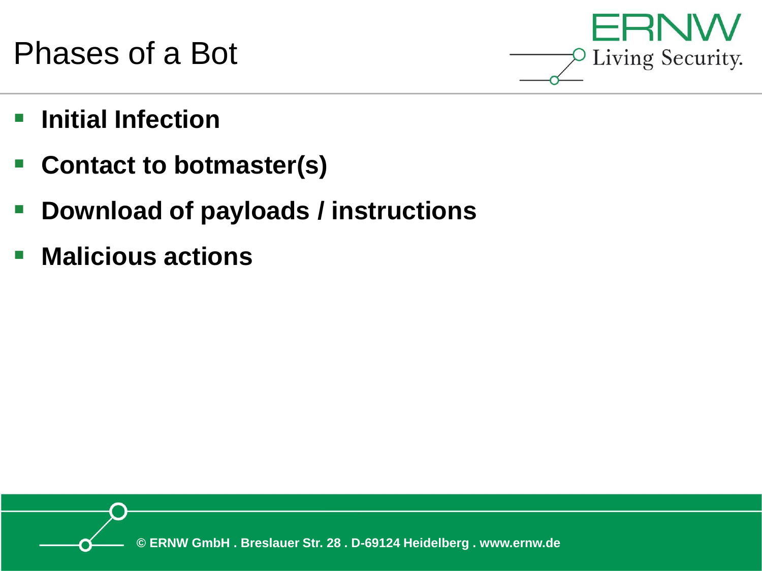# Phases of a Bot

- **Initial Infection**
- **Contact to botmaster(s)**
- **Download of payloads / instructions**
- **Malicious actions**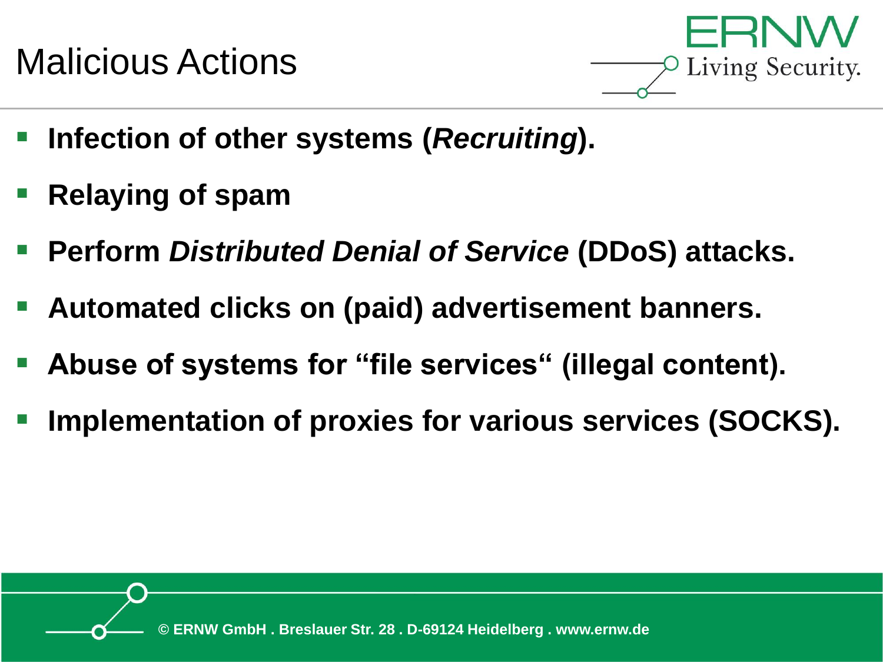# Malicious Actions

- **Infection of other systems (*Recruiting*).**
- **Relaying of spam**
- **Perform *Distributed Denial of Service* (DDoS) attacks.**
- **Automated clicks on (paid) advertisement banners.**
- **Abuse of systems for “file services“ (illegal content).**
- **Implementation of proxies for various services (SOCKS).**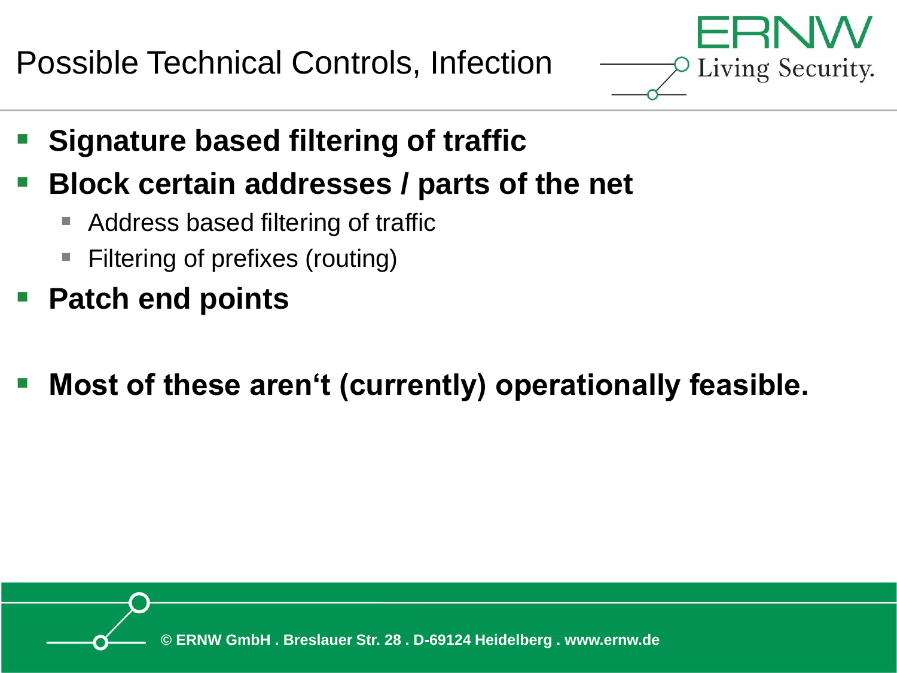# Possible Technical Controls, Infection

- **Signature based filtering of traffic**
- **Block certain addresses / parts of the net**
  - Address based filtering of traffic
  - Filtering of prefixes (routing)
- **Patch end points**

- **Most of these aren‘t (currently) operationally feasible.**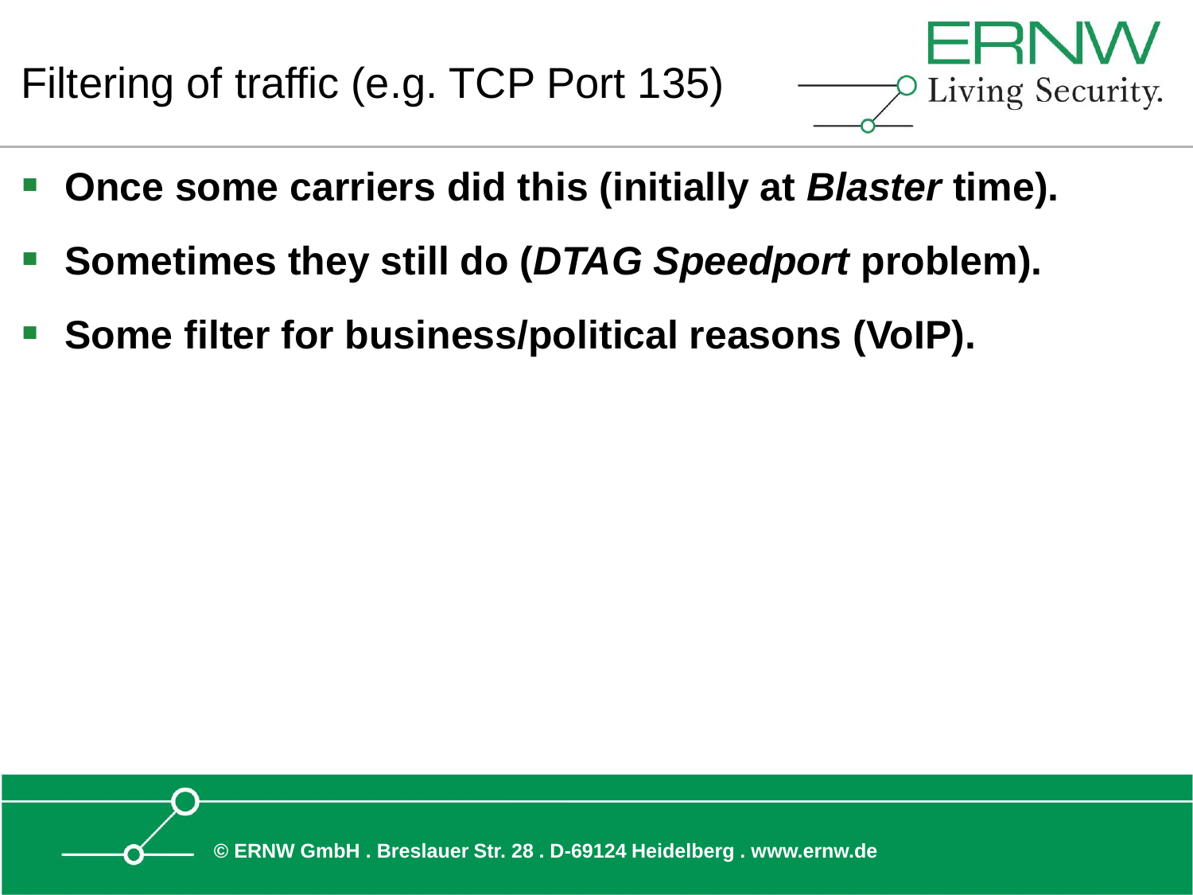# Filtering of traffic (e.g. TCP Port 135)

- **Once some carriers did this (initially at *Blaster* time).**
- **Sometimes they still do (*DTAG Speedport* problem).**
- **Some filter for business/political reasons (VoIP).**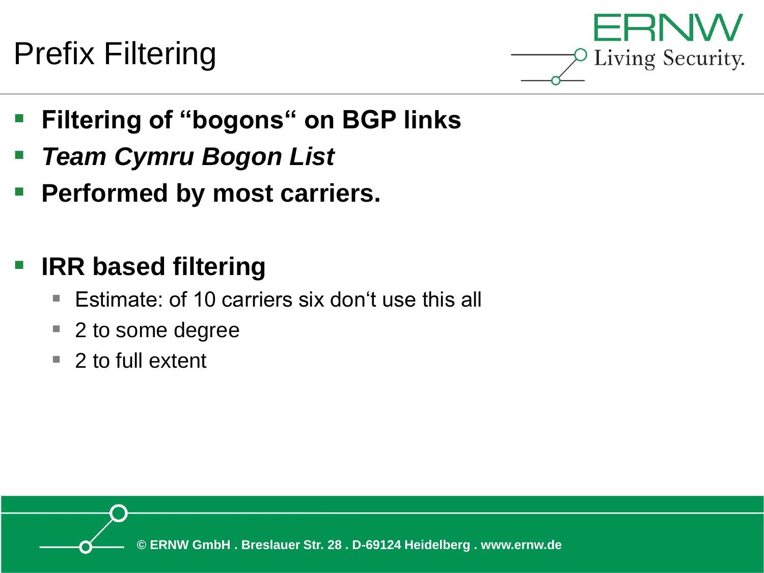# Prefix Filtering

- **Filtering of “bogons“ on BGP links**
- ***Team Cymru Bogon List***
- **Performed by most carriers.**

- **IRR based filtering**
  - Estimate: of 10 carriers six don‘t use this all
  - 2 to some degree
  - 2 to full extent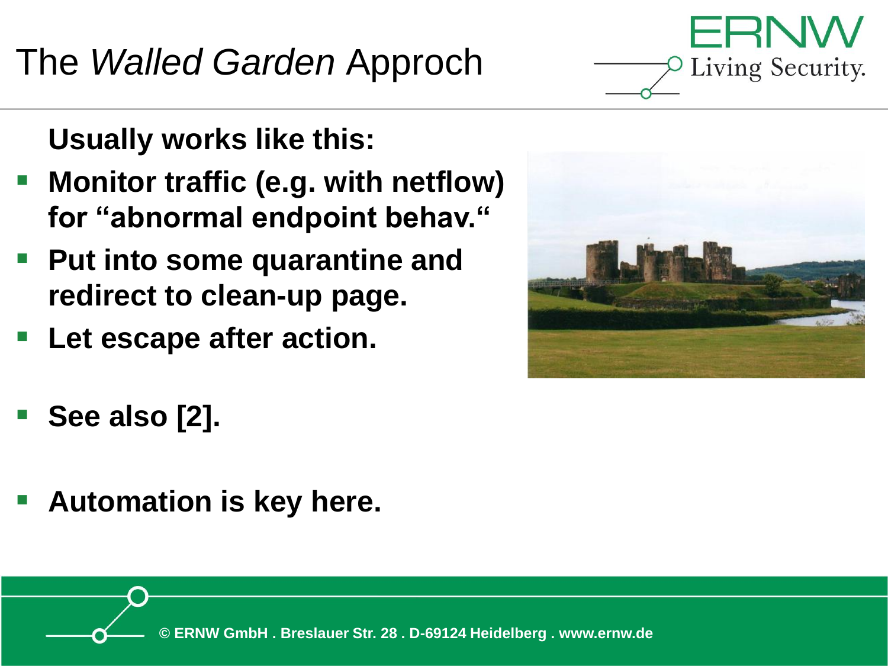# The *Walled Garden* Approch

**Usually works like this:**

- **Monitor traffic (e.g. with netflow) for “abnormal endpoint behav.“**
- **Put into some quarantine and redirect to clean-up page.**
- **Let escape after action.**

- **See also [2].**

- **Automation is key here.**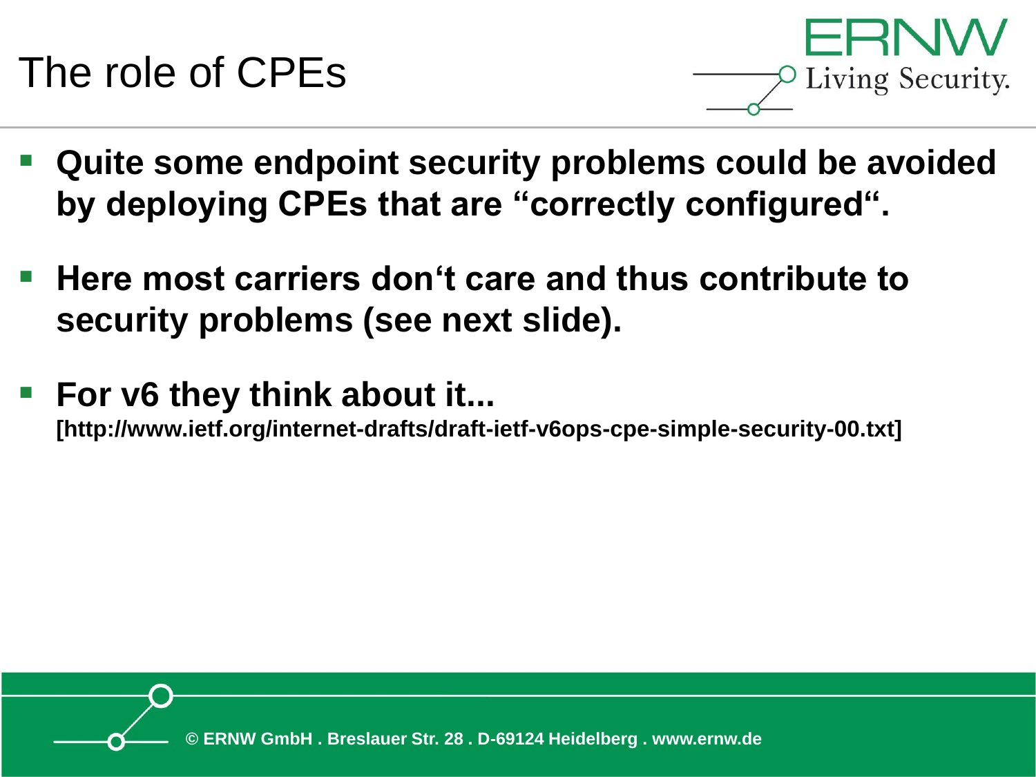# The role of CPEs

- **Quite some endpoint security problems could be avoided by deploying CPEs that are "correctly configured".**
- **Here most carriers don't care and thus contribute to security problems (see next slide).**
- **For v6 they think about it...**
  **[http://www.ietf.org/internet-drafts/draft-ietf-v6ops-cpe-simple-security-00.txt]**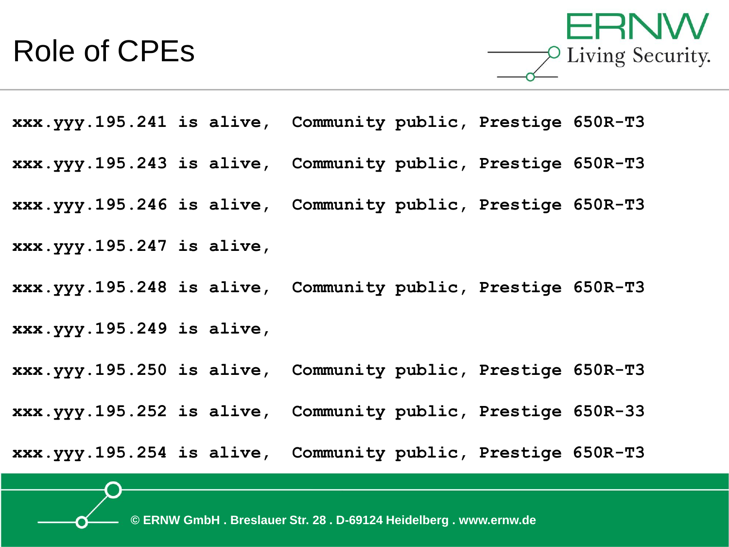# Role of CPEs

```
xxx.yyy.195.241 is alive,  Community public, Prestige 650R-T3
xxx.yyy.195.243 is alive,  Community public, Prestige 650R-T3
xxx.yyy.195.246 is alive,  Community public, Prestige 650R-T3
xxx.yyy.195.247 is alive,
xxx.yyy.195.248 is alive,  Community public, Prestige 650R-T3
xxx.yyy.195.249 is alive,
xxx.yyy.195.250 is alive,  Community public, Prestige 650R-T3
xxx.yyy.195.252 is alive,  Community public, Prestige 650R-33
xxx.yyy.195.254 is alive,  Community public, Prestige 650R-T3
```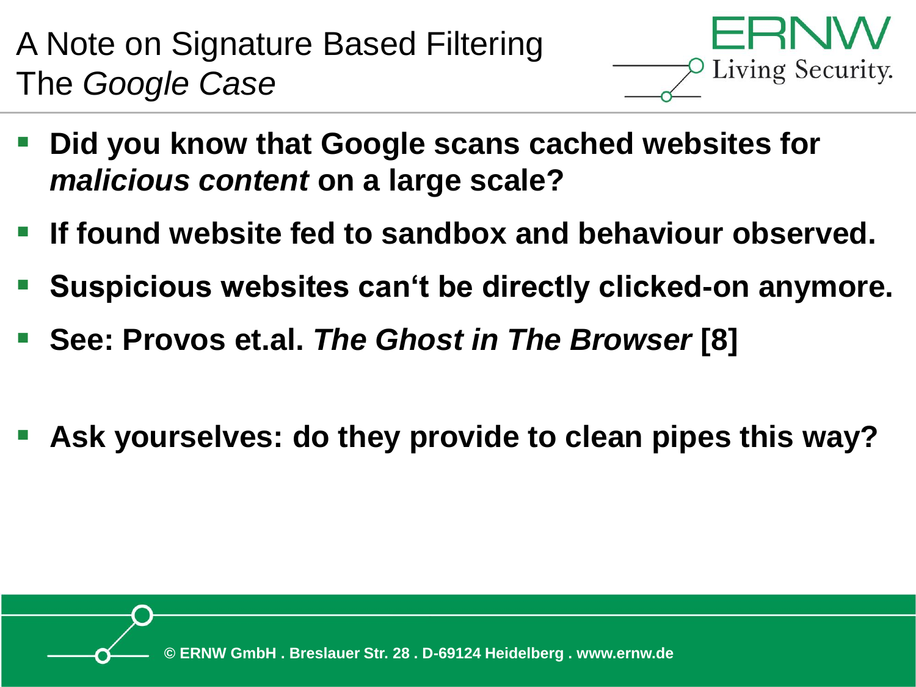# A Note on Signature Based Filtering
# The *Google Case*

- **Did you know that Google scans cached websites for *malicious content* on a large scale?**
- **If found website fed to sandbox and behaviour observed.**
- **Suspicious websites can‘t be directly clicked-on anymore.**
- **See: Provos et.al. *The Ghost in The Browser* [8]**

- **Ask yourselves: do they provide to clean pipes this way?**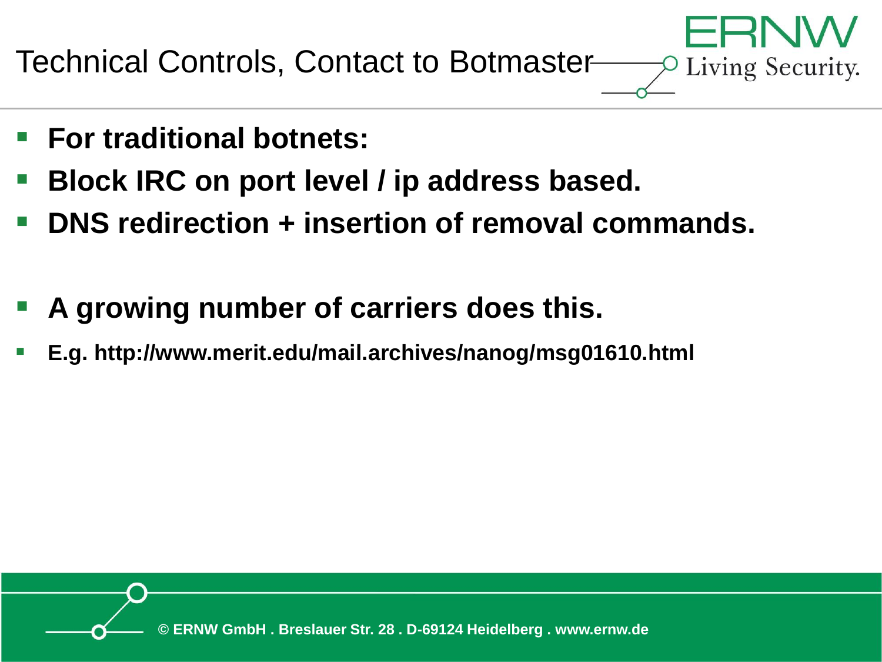# Technical Controls, Contact to Botmaster

- **For traditional botnets:**
- **Block IRC on port level / ip address based.**
- **DNS redirection + insertion of removal commands.**

- **A growing number of carriers does this.**
- **E.g. http://www.merit.edu/mail.archives/nanog/msg01610.html**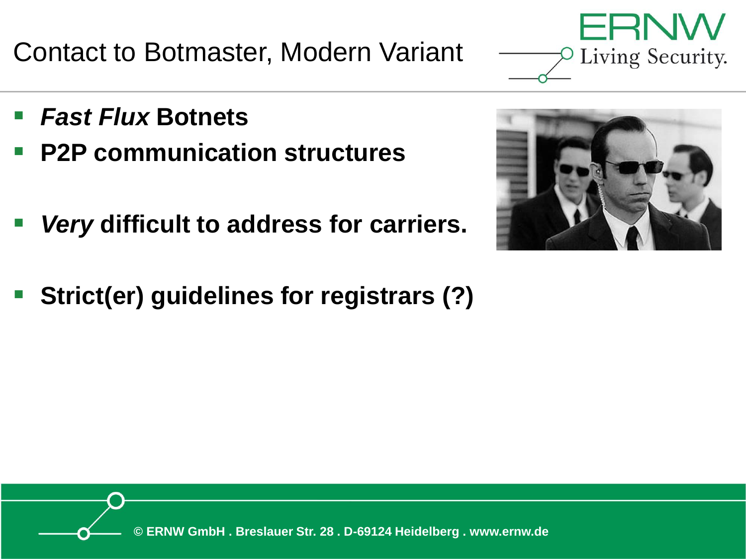# Contact to Botmaster, Modern Variant

- ***Fast Flux* Botnets**
- **P2P communication structures**
- ***Very* difficult to address for carriers.**
- **Strict(er) guidelines for registrars (?)**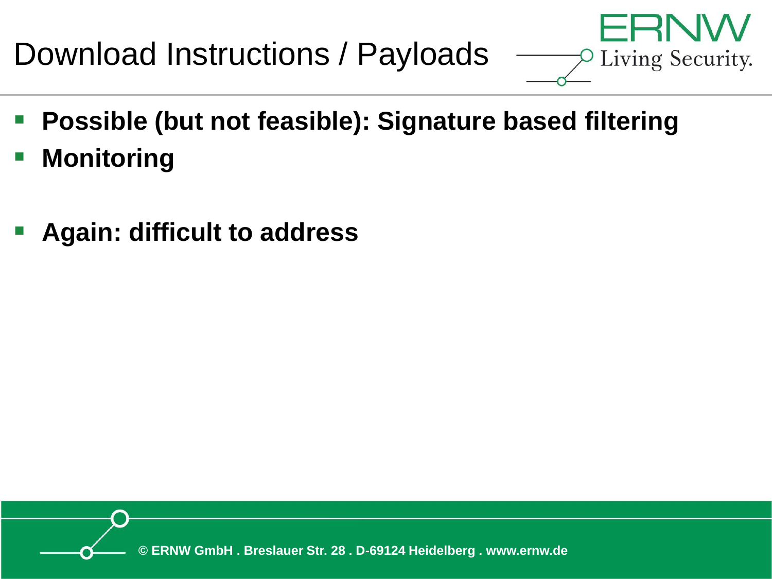# Download Instructions / Payloads

- **Possible (but not feasible): Signature based filtering**
- **Monitoring**

- **Again: difficult to address**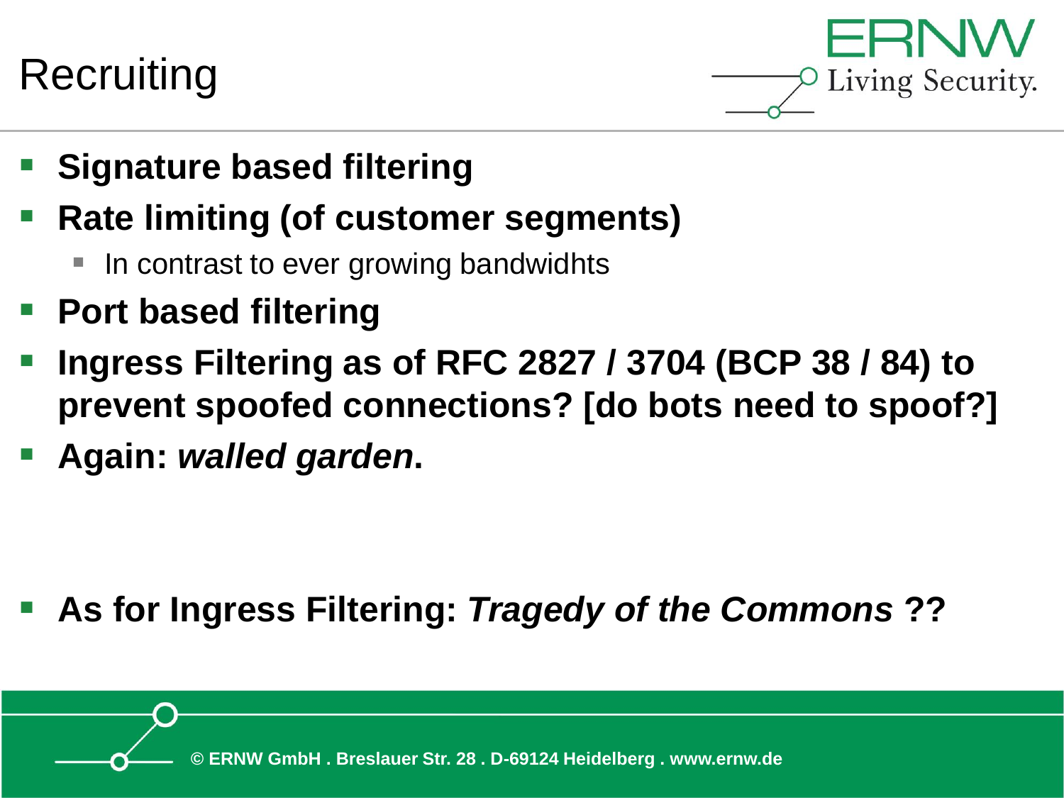# Recruiting

- **Signature based filtering**
- **Rate limiting (of customer segments)**
  - In contrast to ever growing bandwidhts
- **Port based filtering**
- **Ingress Filtering as of RFC 2827 / 3704 (BCP 38 / 84) to prevent spoofed connections? [do bots need to spoof?]**
- **Again: *walled garden*.**

- **As for Ingress Filtering: *Tragedy of the Commons* ??**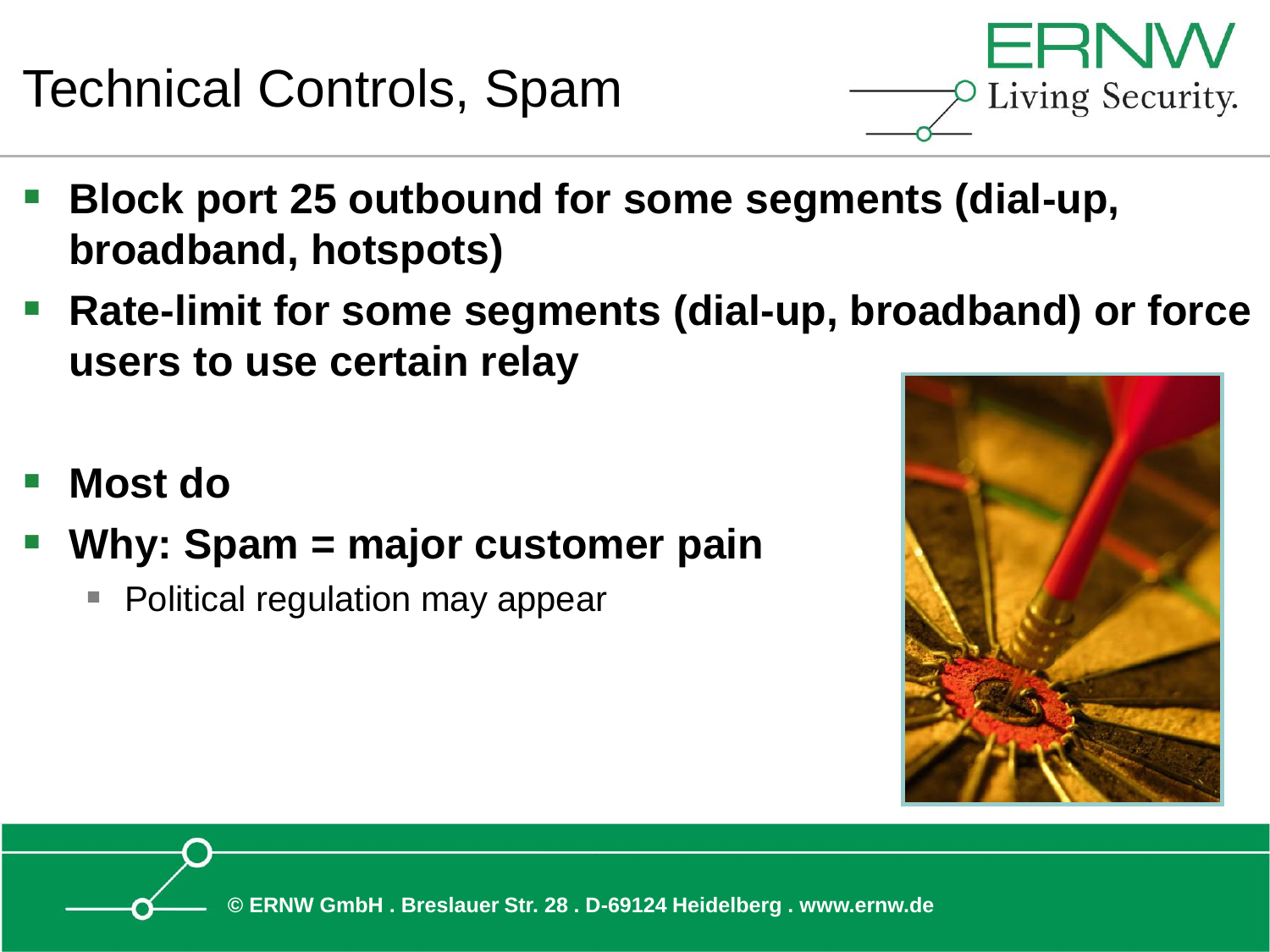# Technical Controls, Spam

- **Block port 25 outbound for some segments (dial-up, broadband, hotspots)**
- **Rate-limit for some segments (dial-up, broadband) or force users to use certain relay**
- **Most do**
- **Why: Spam = major customer pain**
  - Political regulation may appear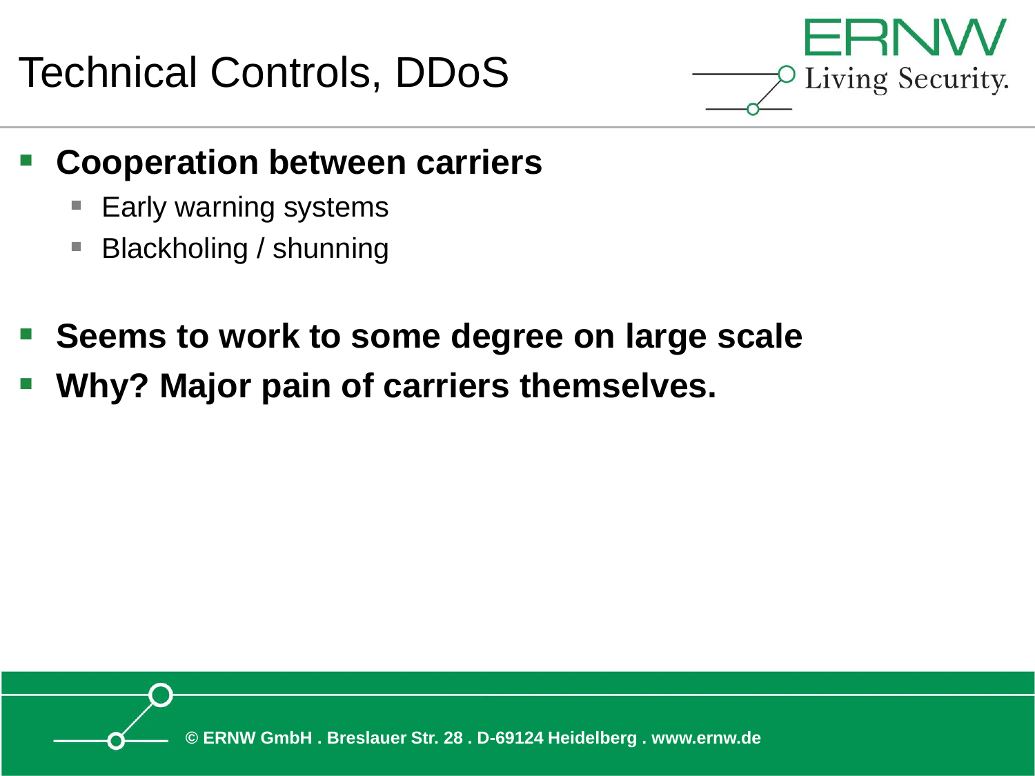# Technical Controls, DDoS

- **Cooperation between carriers**
  - Early warning systems
  - Blackholing / shunning

- **Seems to work to some degree on large scale**
- **Why? Major pain of carriers themselves.**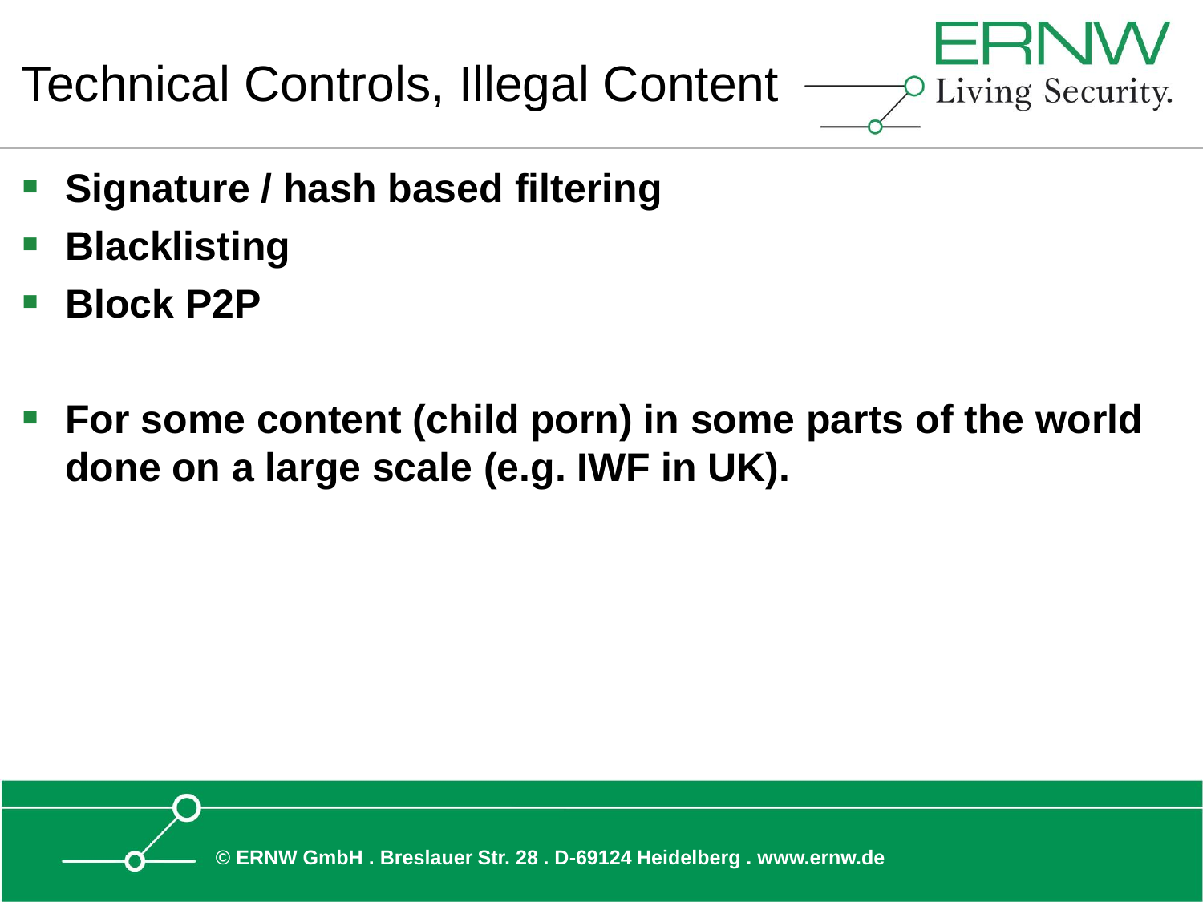# Technical Controls, Illegal Content

- **Signature / hash based filtering**
- **Blacklisting**
- **Block P2P**

- **For some content (child porn) in some parts of the world done on a large scale (e.g. IWF in UK).**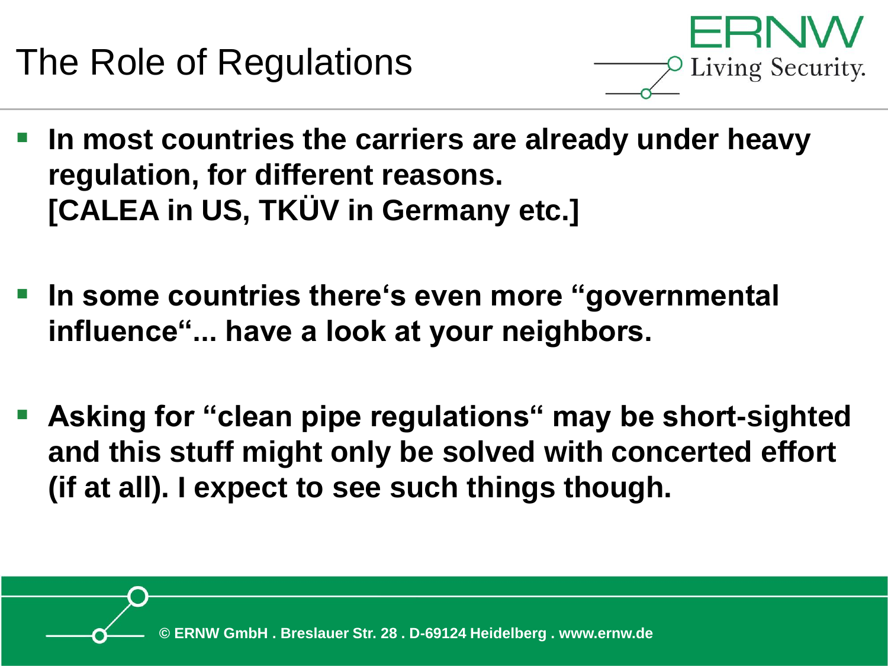# The Role of Regulations

- **In most countries the carriers are already under heavy regulation, for different reasons. [CALEA in US, TKÜV in Germany etc.]**

- **In some countries there‘s even more “governmental influence“... have a look at your neighbors.**

- **Asking for “clean pipe regulations“ may be short-sighted and this stuff might only be solved with concerted effort (if at all). I expect to see such things though.**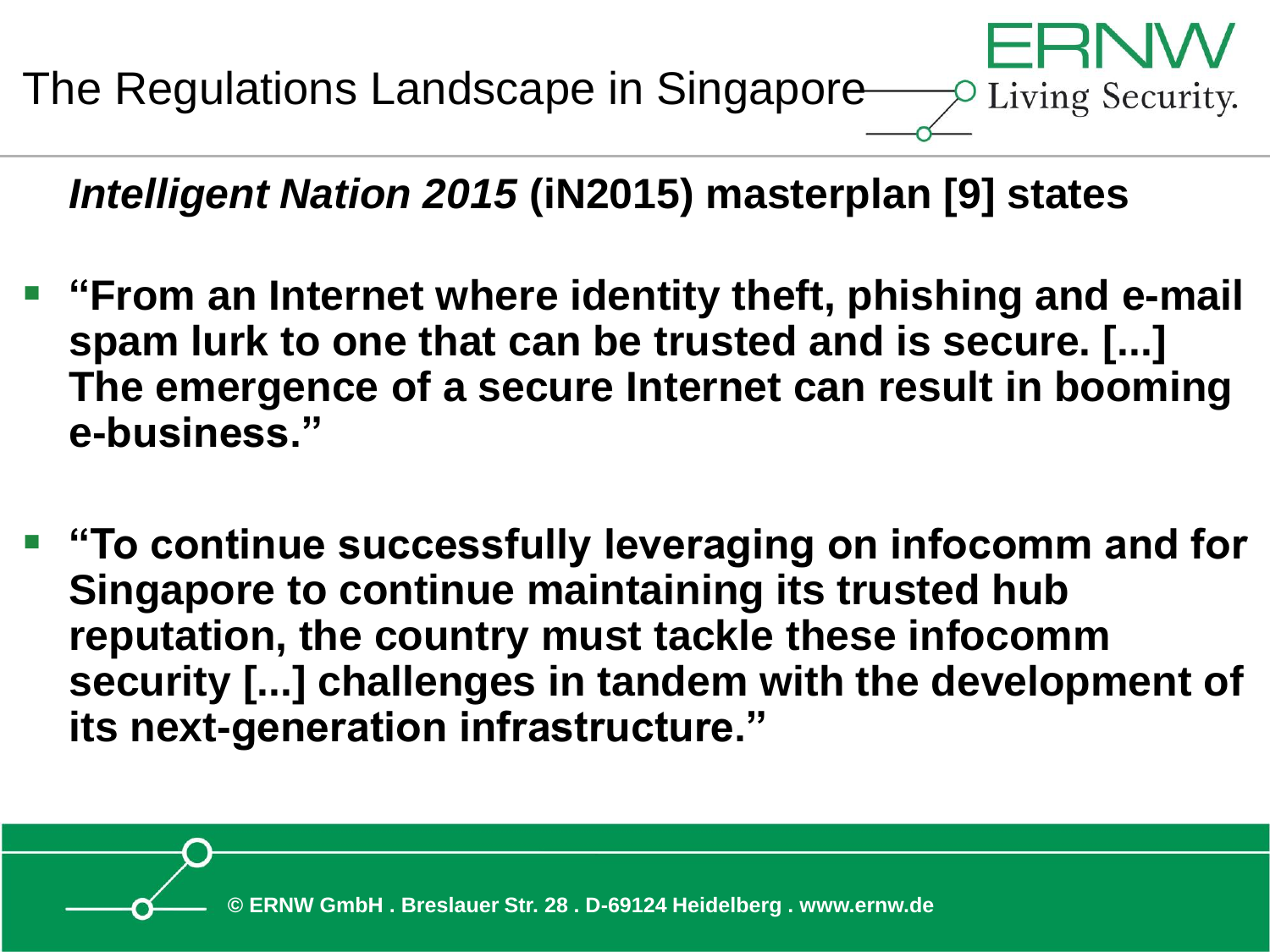# The Regulations Landscape in Singapore

***Intelligent Nation 2015*** **(iN2015) masterplan [9] states**

- **“From an Internet where identity theft, phishing and e-mail spam lurk to one that can be trusted and is secure. [...] The emergence of a secure Internet can result in booming e-business.”**

- **“To continue successfully leveraging on infocomm and for Singapore to continue maintaining its trusted hub reputation, the country must tackle these infocomm security [...] challenges in tandem with the development of its next-generation infrastructure.”**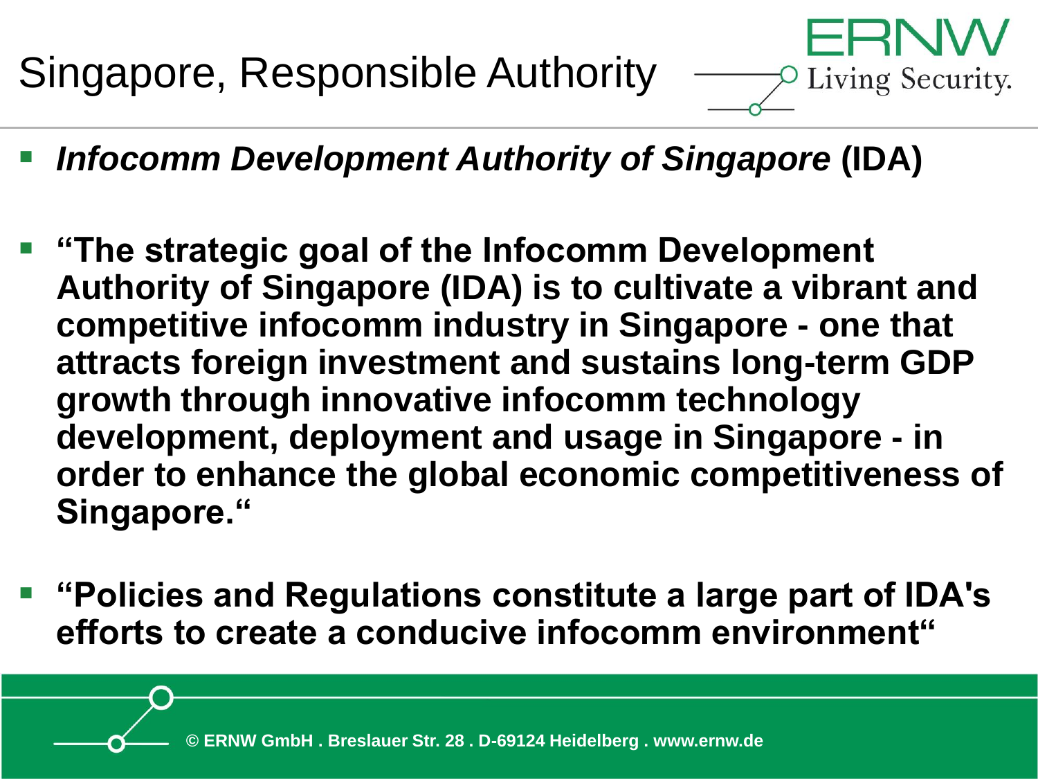# Singapore, Responsible Authority

- ***Infocomm Development Authority of Singapore*** **(IDA)**
- **"The strategic goal of the Infocomm Development Authority of Singapore (IDA) is to cultivate a vibrant and competitive infocomm industry in Singapore - one that attracts foreign investment and sustains long-term GDP growth through innovative infocomm technology development, deployment and usage in Singapore - in order to enhance the global economic competitiveness of Singapore."**
- **"Policies and Regulations constitute a large part of IDA's efforts to create a conducive infocomm environment"**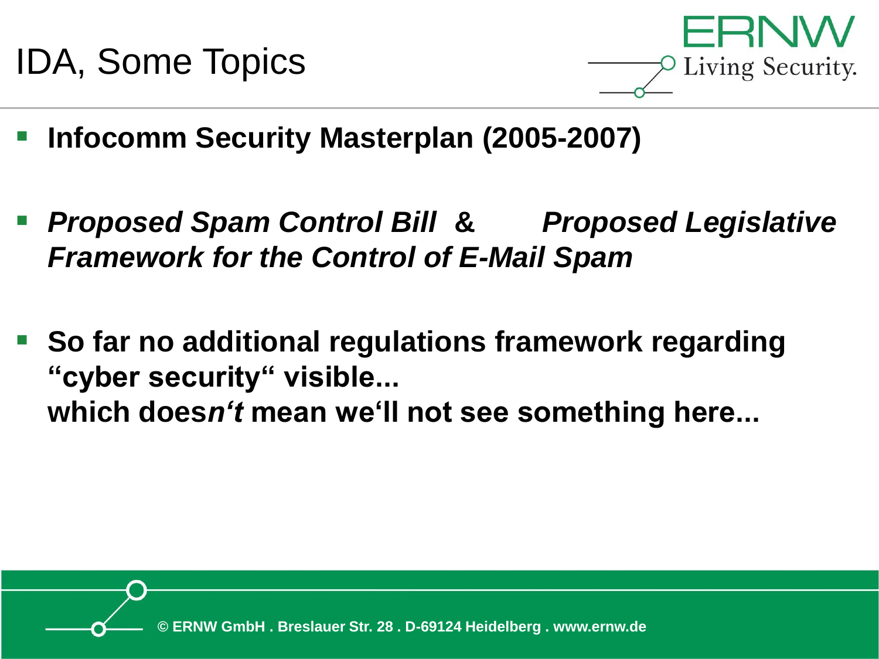# IDA, Some Topics

- **Infocomm Security Masterplan (2005-2007)**
- ***Proposed Spam Control Bill & Proposed Legislative Framework for the Control of E-Mail Spam***
- **So far no additional regulations framework regarding "cyber security" visible...**
  **which does*n't* mean we'll not see something here...**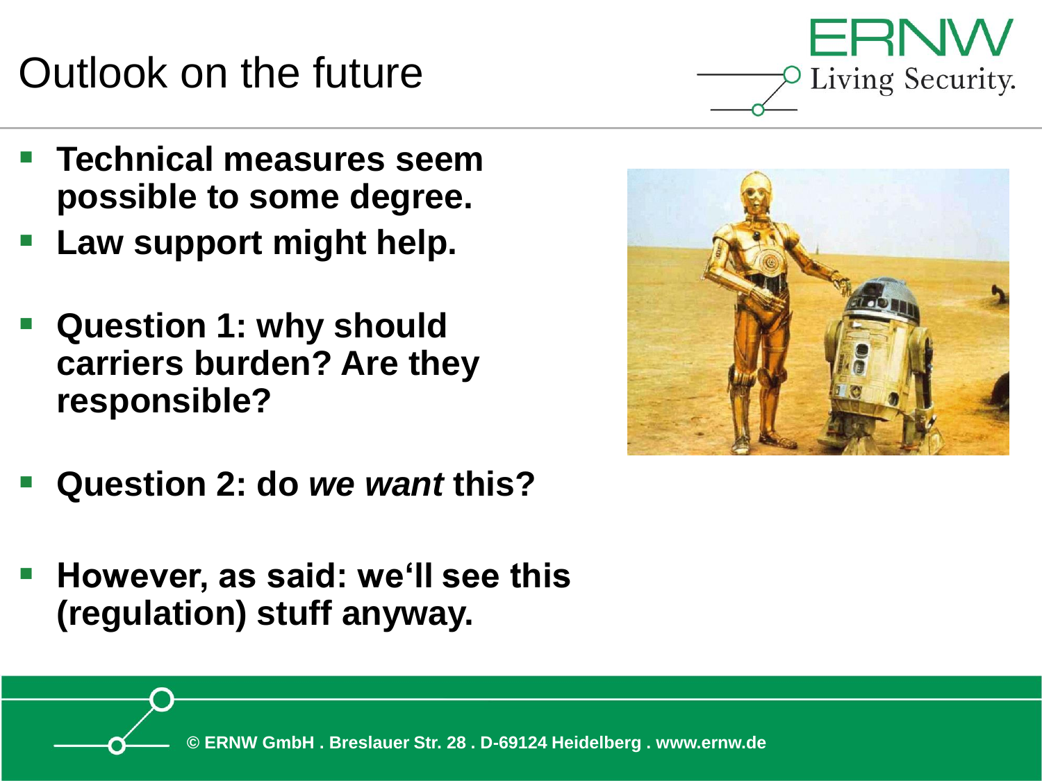# Outlook on the future

- **Technical measures seem possible to some degree.**
- **Law support might help.**
- **Question 1: why should carriers burden? Are they responsible?**
- **Question 2: do *we want* this?**
- **However, as said: we‘ll see this (regulation) stuff anyway.**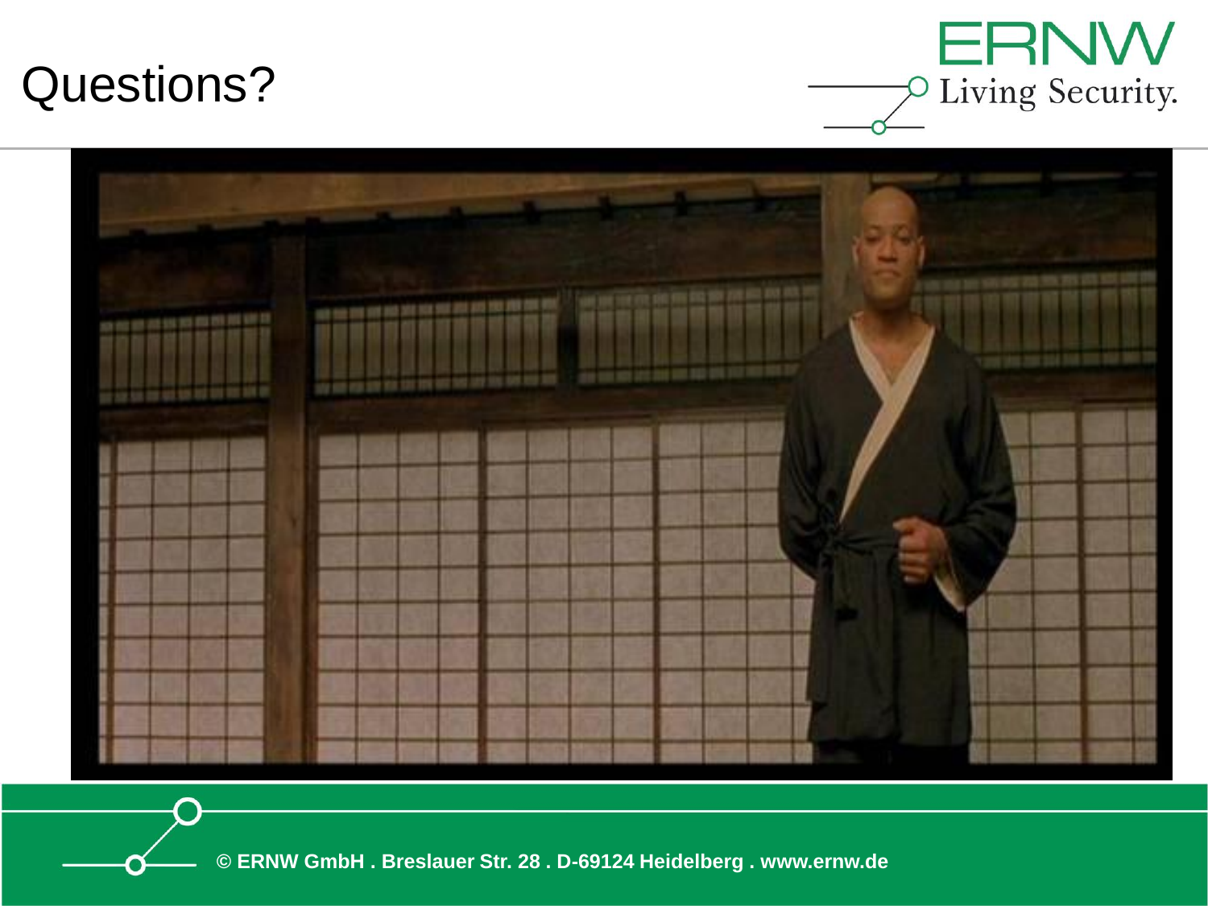# Questions?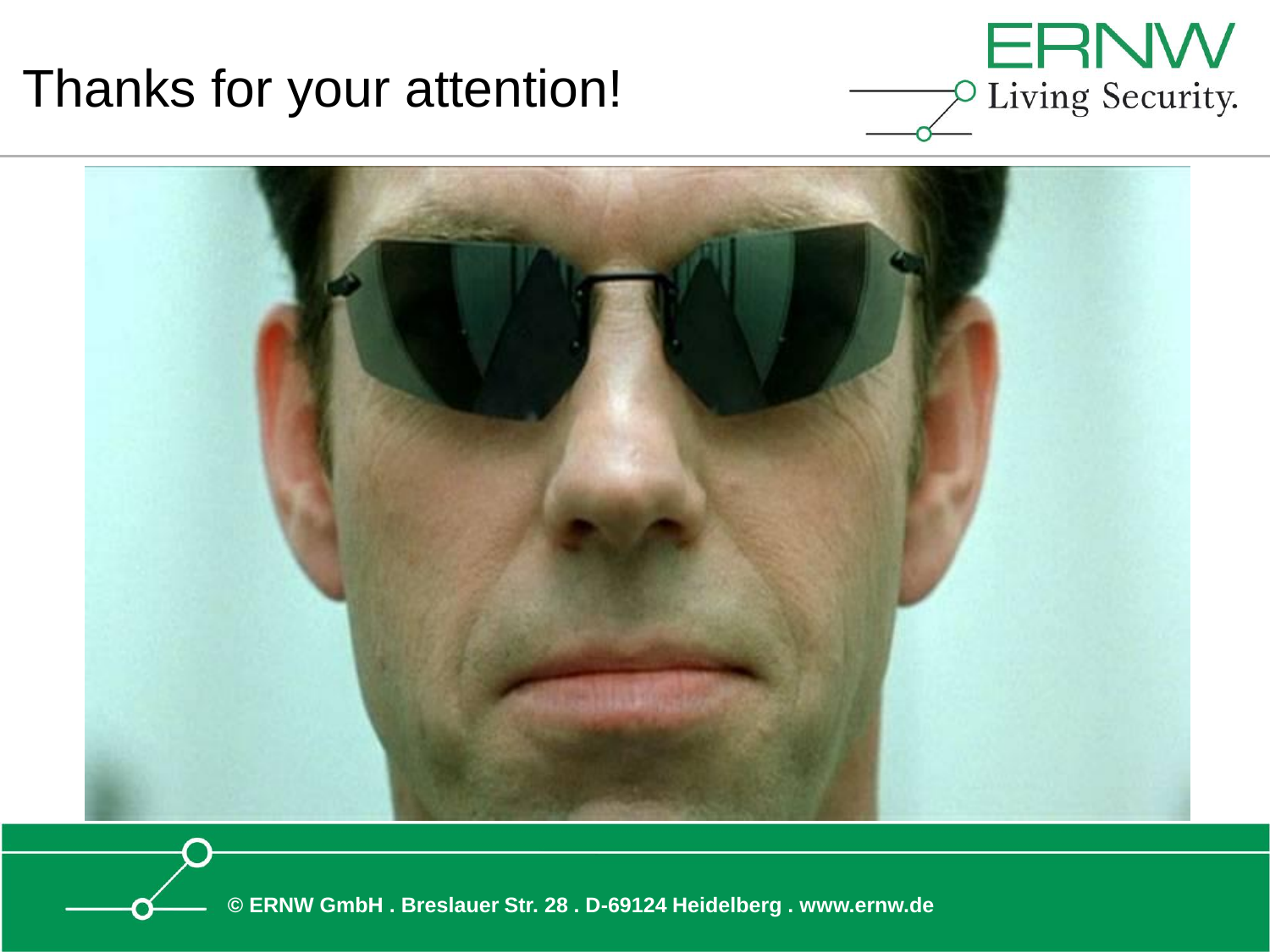# Thanks for your attention!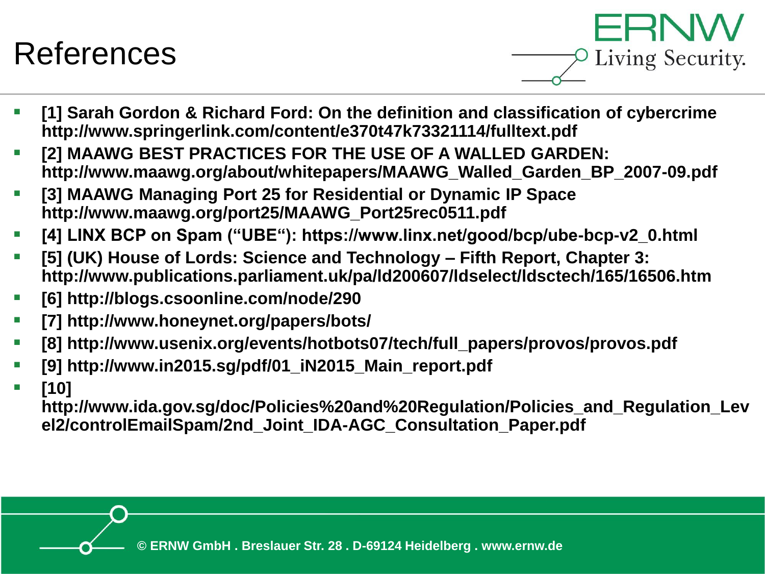# References

- **[1] Sarah Gordon & Richard Ford: On the definition and classification of cybercrime http://www.springerlink.com/content/e370t47k73321114/fulltext.pdf**
- **[2] MAAWG BEST PRACTICES FOR THE USE OF A WALLED GARDEN: http://www.maawg.org/about/whitepapers/MAAWG_Walled_Garden_BP_2007-09.pdf**
- **[3] MAAWG Managing Port 25 for Residential or Dynamic IP Space http://www.maawg.org/port25/MAAWG_Port25rec0511.pdf**
- **[4] LINX BCP on Spam ("UBE"): https://www.linx.net/good/bcp/ube-bcp-v2_0.html**
- **[5] (UK) House of Lords: Science and Technology – Fifth Report, Chapter 3: http://www.publications.parliament.uk/pa/ld200607/ldselect/ldsctech/165/16506.htm**
- **[6] http://blogs.csoonline.com/node/290**
- **[7] http://www.honeynet.org/papers/bots/**
- **[8] http://www.usenix.org/events/hotbots07/tech/full_papers/provos/provos.pdf**
- **[9] http://www.in2015.sg/pdf/01_iN2015_Main_report.pdf**
- **[10] http://www.ida.gov.sg/doc/Policies%20and%20Regulation/Policies_and_Regulation_Level2/controlEmailSpam/2nd_Joint_IDA-AGC_Consultation_Paper.pdf**